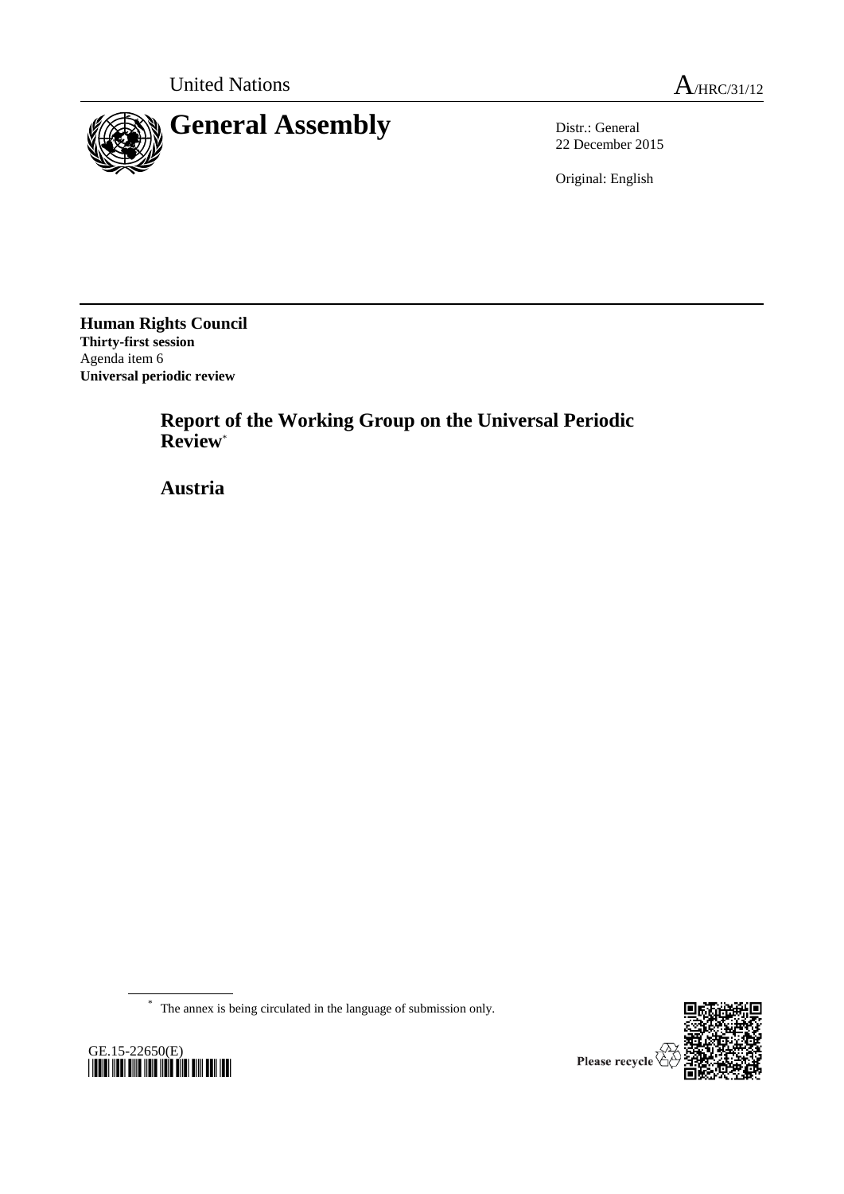United Nations A/HRC/31/12

# General Assembly

Distr.: General
22 December 2015

Original: English

**Human Rights Council**
**Thirty-first session**
Agenda item 6
**Universal periodic review**

## Report of the Working Group on the Universal Periodic Review*

## Austria

\* The annex is being circulated in the language of submission only.

GE.15-22650(E)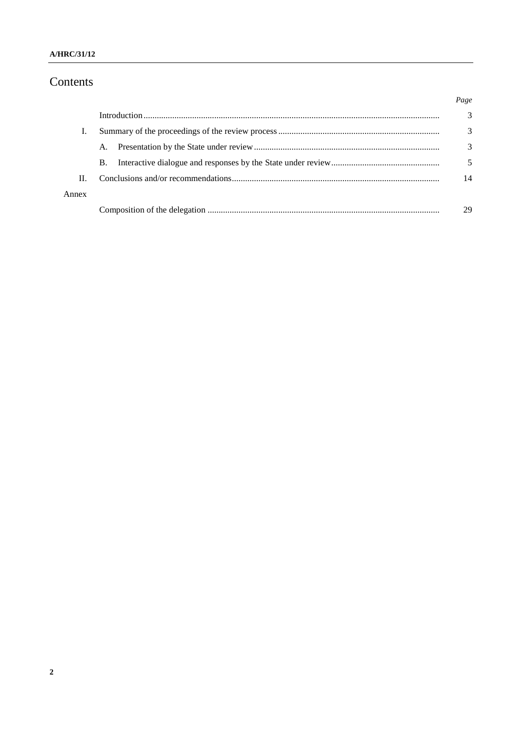# Contents

| | | Page |
|---|---|---|
| | Introduction | 3 |
| I. | Summary of the proceedings of the review process | 3 |
| | A. Presentation by the State under review | 3 |
| | B. Interactive dialogue and responses by the State under review | 5 |
| II. | Conclusions and/or recommendations | 14 |
| Annex | | |
| | Composition of the delegation | 29 |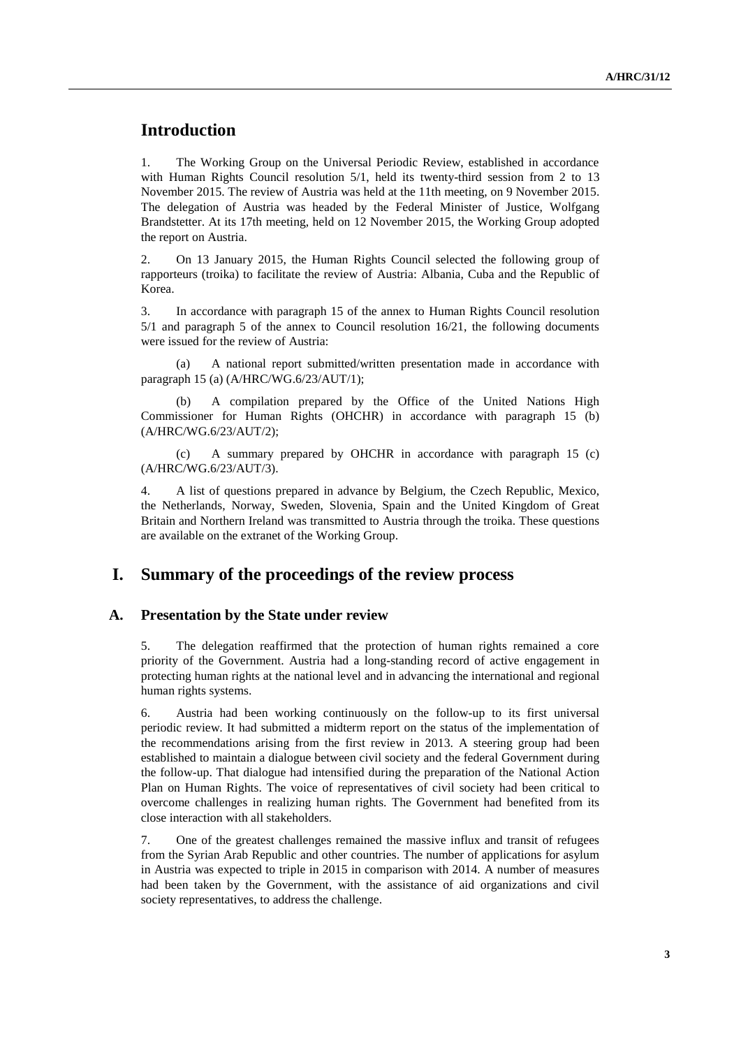# Introduction

1. The Working Group on the Universal Periodic Review, established in accordance with Human Rights Council resolution 5/1, held its twenty-third session from 2 to 13 November 2015. The review of Austria was held at the 11th meeting, on 9 November 2015. The delegation of Austria was headed by the Federal Minister of Justice, Wolfgang Brandstetter. At its 17th meeting, held on 12 November 2015, the Working Group adopted the report on Austria.

2. On 13 January 2015, the Human Rights Council selected the following group of rapporteurs (troika) to facilitate the review of Austria: Albania, Cuba and the Republic of Korea.

3. In accordance with paragraph 15 of the annex to Human Rights Council resolution 5/1 and paragraph 5 of the annex to Council resolution 16/21, the following documents were issued for the review of Austria:

(a) A national report submitted/written presentation made in accordance with paragraph 15 (a) (A/HRC/WG.6/23/AUT/1);

(b) A compilation prepared by the Office of the United Nations High Commissioner for Human Rights (OHCHR) in accordance with paragraph 15 (b) (A/HRC/WG.6/23/AUT/2);

(c) A summary prepared by OHCHR in accordance with paragraph 15 (c) (A/HRC/WG.6/23/AUT/3).

4. A list of questions prepared in advance by Belgium, the Czech Republic, Mexico, the Netherlands, Norway, Sweden, Slovenia, Spain and the United Kingdom of Great Britain and Northern Ireland was transmitted to Austria through the troika. These questions are available on the extranet of the Working Group.

# I. Summary of the proceedings of the review process

## A. Presentation by the State under review

5. The delegation reaffirmed that the protection of human rights remained a core priority of the Government. Austria had a long-standing record of active engagement in protecting human rights at the national level and in advancing the international and regional human rights systems.

6. Austria had been working continuously on the follow-up to its first universal periodic review. It had submitted a midterm report on the status of the implementation of the recommendations arising from the first review in 2013. A steering group had been established to maintain a dialogue between civil society and the federal Government during the follow-up. That dialogue had intensified during the preparation of the National Action Plan on Human Rights. The voice of representatives of civil society had been critical to overcome challenges in realizing human rights. The Government had benefited from its close interaction with all stakeholders.

7. One of the greatest challenges remained the massive influx and transit of refugees from the Syrian Arab Republic and other countries. The number of applications for asylum in Austria was expected to triple in 2015 in comparison with 2014. A number of measures had been taken by the Government, with the assistance of aid organizations and civil society representatives, to address the challenge.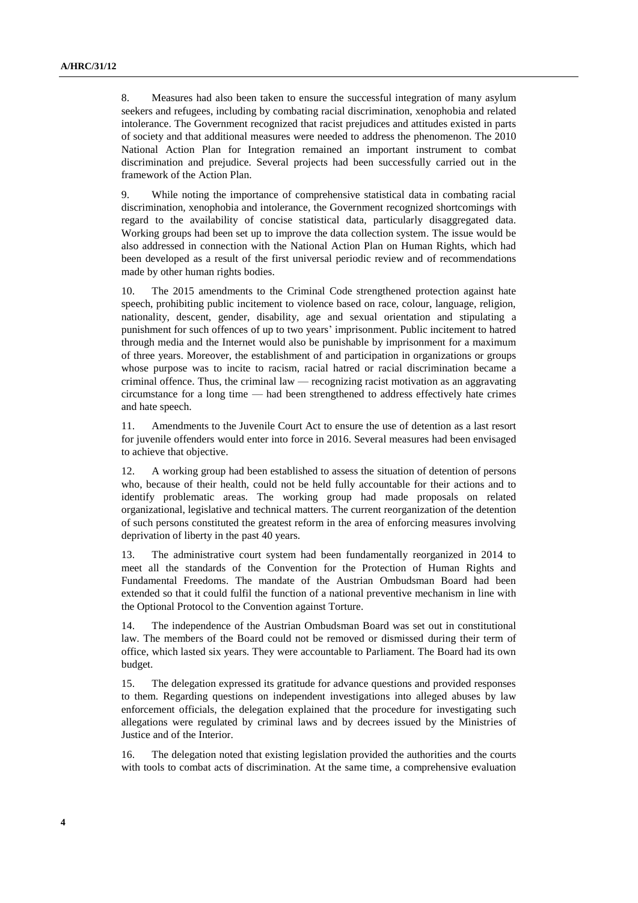8. Measures had also been taken to ensure the successful integration of many asylum seekers and refugees, including by combating racial discrimination, xenophobia and related intolerance. The Government recognized that racist prejudices and attitudes existed in parts of society and that additional measures were needed to address the phenomenon. The 2010 National Action Plan for Integration remained an important instrument to combat discrimination and prejudice. Several projects had been successfully carried out in the framework of the Action Plan.

9. While noting the importance of comprehensive statistical data in combating racial discrimination, xenophobia and intolerance, the Government recognized shortcomings with regard to the availability of concise statistical data, particularly disaggregated data. Working groups had been set up to improve the data collection system. The issue would be also addressed in connection with the National Action Plan on Human Rights, which had been developed as a result of the first universal periodic review and of recommendations made by other human rights bodies.

10. The 2015 amendments to the Criminal Code strengthened protection against hate speech, prohibiting public incitement to violence based on race, colour, language, religion, nationality, descent, gender, disability, age and sexual orientation and stipulating a punishment for such offences of up to two years' imprisonment. Public incitement to hatred through media and the Internet would also be punishable by imprisonment for a maximum of three years. Moreover, the establishment of and participation in organizations or groups whose purpose was to incite to racism, racial hatred or racial discrimination became a criminal offence. Thus, the criminal law — recognizing racist motivation as an aggravating circumstance for a long time — had been strengthened to address effectively hate crimes and hate speech.

11. Amendments to the Juvenile Court Act to ensure the use of detention as a last resort for juvenile offenders would enter into force in 2016. Several measures had been envisaged to achieve that objective.

12. A working group had been established to assess the situation of detention of persons who, because of their health, could not be held fully accountable for their actions and to identify problematic areas. The working group had made proposals on related organizational, legislative and technical matters. The current reorganization of the detention of such persons constituted the greatest reform in the area of enforcing measures involving deprivation of liberty in the past 40 years.

13. The administrative court system had been fundamentally reorganized in 2014 to meet all the standards of the Convention for the Protection of Human Rights and Fundamental Freedoms. The mandate of the Austrian Ombudsman Board had been extended so that it could fulfil the function of a national preventive mechanism in line with the Optional Protocol to the Convention against Torture.

14. The independence of the Austrian Ombudsman Board was set out in constitutional law. The members of the Board could not be removed or dismissed during their term of office, which lasted six years. They were accountable to Parliament. The Board had its own budget.

15. The delegation expressed its gratitude for advance questions and provided responses to them. Regarding questions on independent investigations into alleged abuses by law enforcement officials, the delegation explained that the procedure for investigating such allegations were regulated by criminal laws and by decrees issued by the Ministries of Justice and of the Interior.

16. The delegation noted that existing legislation provided the authorities and the courts with tools to combat acts of discrimination. At the same time, a comprehensive evaluation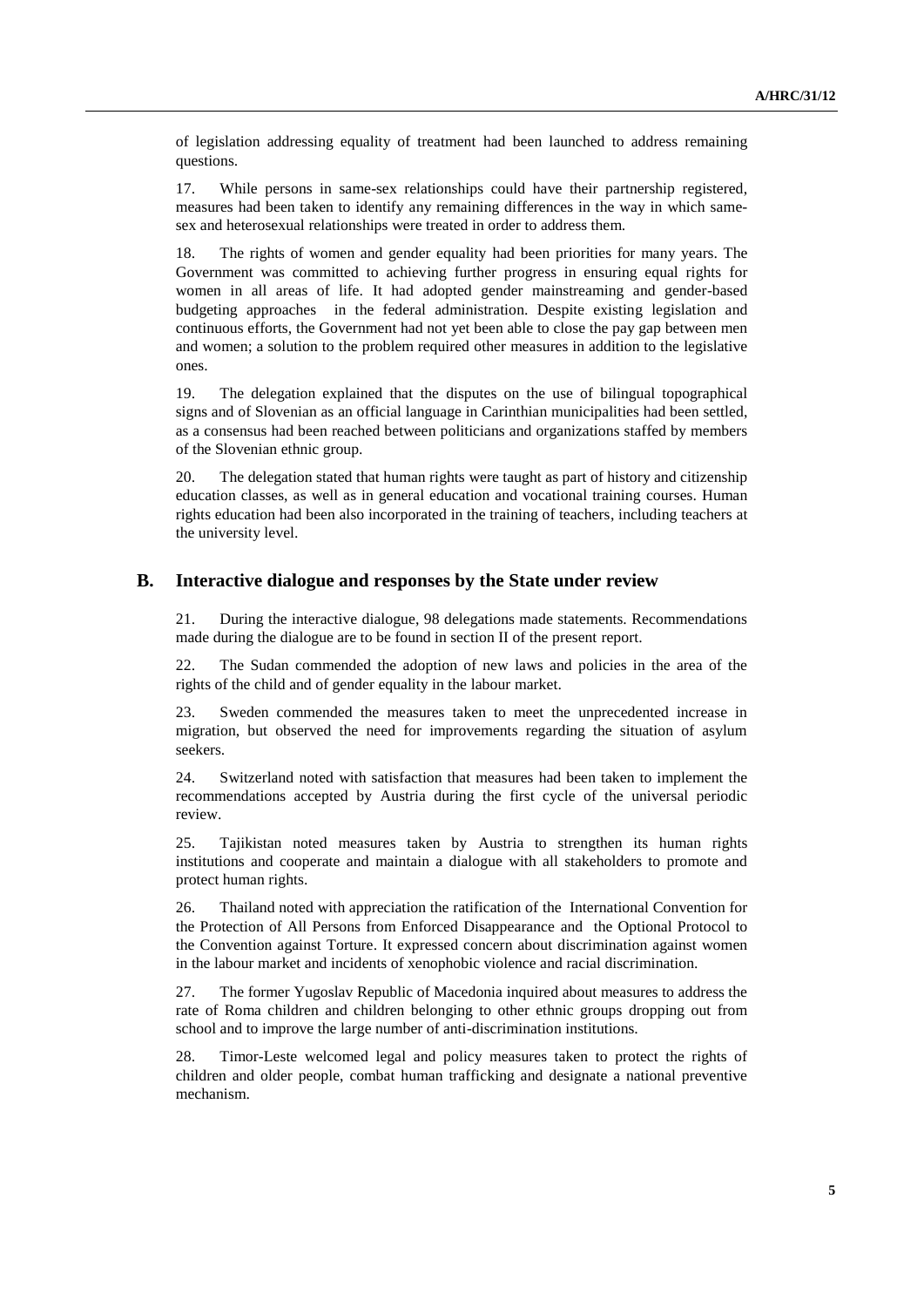of legislation addressing equality of treatment had been launched to address remaining questions.

17. While persons in same-sex relationships could have their partnership registered, measures had been taken to identify any remaining differences in the way in which same-sex and heterosexual relationships were treated in order to address them.

18. The rights of women and gender equality had been priorities for many years. The Government was committed to achieving further progress in ensuring equal rights for women in all areas of life. It had adopted gender mainstreaming and gender-based budgeting approaches in the federal administration. Despite existing legislation and continuous efforts, the Government had not yet been able to close the pay gap between men and women; a solution to the problem required other measures in addition to the legislative ones.

19. The delegation explained that the disputes on the use of bilingual topographical signs and of Slovenian as an official language in Carinthian municipalities had been settled, as a consensus had been reached between politicians and organizations staffed by members of the Slovenian ethnic group.

20. The delegation stated that human rights were taught as part of history and citizenship education classes, as well as in general education and vocational training courses. Human rights education had been also incorporated in the training of teachers, including teachers at the university level.

## B. Interactive dialogue and responses by the State under review

21. During the interactive dialogue, 98 delegations made statements. Recommendations made during the dialogue are to be found in section II of the present report.

22. The Sudan commended the adoption of new laws and policies in the area of the rights of the child and of gender equality in the labour market.

23. Sweden commended the measures taken to meet the unprecedented increase in migration, but observed the need for improvements regarding the situation of asylum seekers.

24. Switzerland noted with satisfaction that measures had been taken to implement the recommendations accepted by Austria during the first cycle of the universal periodic review.

25. Tajikistan noted measures taken by Austria to strengthen its human rights institutions and cooperate and maintain a dialogue with all stakeholders to promote and protect human rights.

26. Thailand noted with appreciation the ratification of the International Convention for the Protection of All Persons from Enforced Disappearance and the Optional Protocol to the Convention against Torture. It expressed concern about discrimination against women in the labour market and incidents of xenophobic violence and racial discrimination.

27. The former Yugoslav Republic of Macedonia inquired about measures to address the rate of Roma children and children belonging to other ethnic groups dropping out from school and to improve the large number of anti-discrimination institutions.

28. Timor-Leste welcomed legal and policy measures taken to protect the rights of children and older people, combat human trafficking and designate a national preventive mechanism.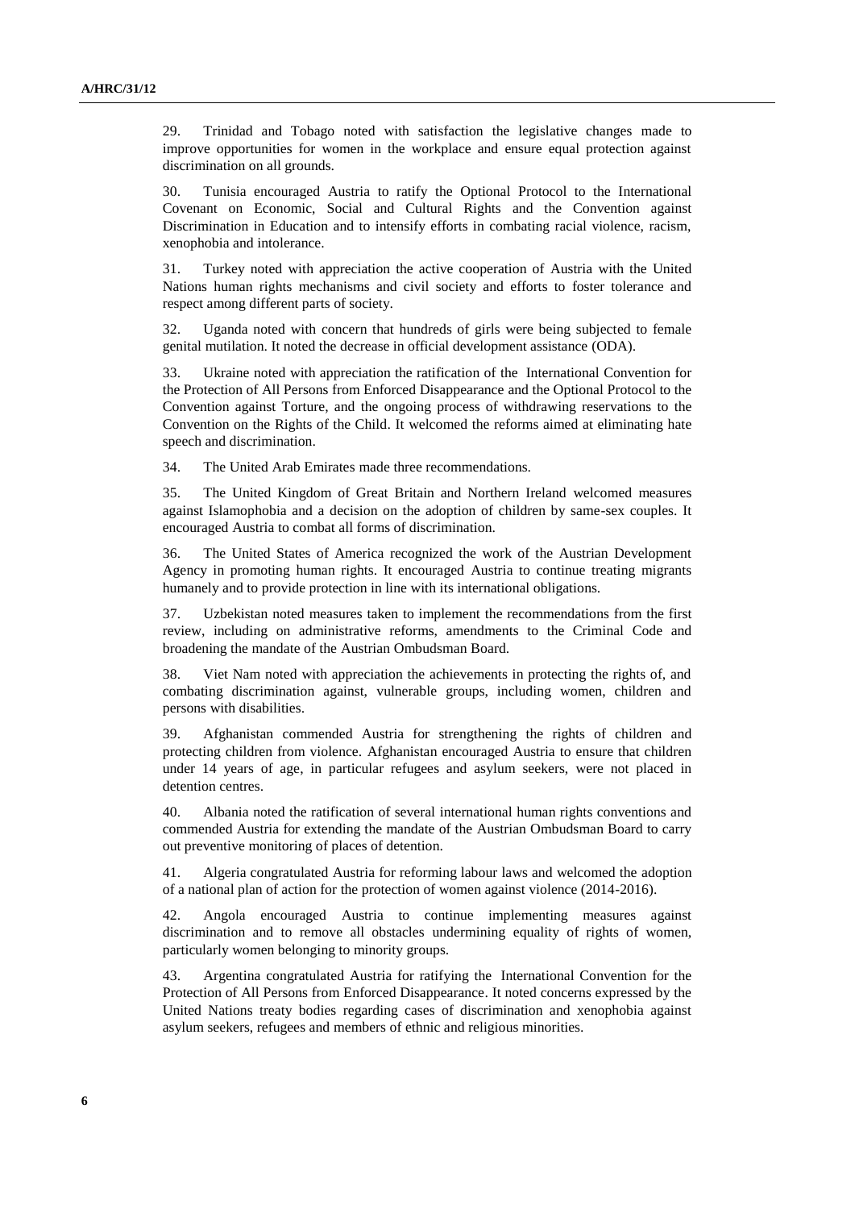29. Trinidad and Tobago noted with satisfaction the legislative changes made to improve opportunities for women in the workplace and ensure equal protection against discrimination on all grounds.

30. Tunisia encouraged Austria to ratify the Optional Protocol to the International Covenant on Economic, Social and Cultural Rights and the Convention against Discrimination in Education and to intensify efforts in combating racial violence, racism, xenophobia and intolerance.

31. Turkey noted with appreciation the active cooperation of Austria with the United Nations human rights mechanisms and civil society and efforts to foster tolerance and respect among different parts of society.

32. Uganda noted with concern that hundreds of girls were being subjected to female genital mutilation. It noted the decrease in official development assistance (ODA).

33. Ukraine noted with appreciation the ratification of the International Convention for the Protection of All Persons from Enforced Disappearance and the Optional Protocol to the Convention against Torture, and the ongoing process of withdrawing reservations to the Convention on the Rights of the Child. It welcomed the reforms aimed at eliminating hate speech and discrimination.

34. The United Arab Emirates made three recommendations.

35. The United Kingdom of Great Britain and Northern Ireland welcomed measures against Islamophobia and a decision on the adoption of children by same-sex couples. It encouraged Austria to combat all forms of discrimination.

36. The United States of America recognized the work of the Austrian Development Agency in promoting human rights. It encouraged Austria to continue treating migrants humanely and to provide protection in line with its international obligations.

37. Uzbekistan noted measures taken to implement the recommendations from the first review, including on administrative reforms, amendments to the Criminal Code and broadening the mandate of the Austrian Ombudsman Board.

38. Viet Nam noted with appreciation the achievements in protecting the rights of, and combating discrimination against, vulnerable groups, including women, children and persons with disabilities.

39. Afghanistan commended Austria for strengthening the rights of children and protecting children from violence. Afghanistan encouraged Austria to ensure that children under 14 years of age, in particular refugees and asylum seekers, were not placed in detention centres.

40. Albania noted the ratification of several international human rights conventions and commended Austria for extending the mandate of the Austrian Ombudsman Board to carry out preventive monitoring of places of detention.

41. Algeria congratulated Austria for reforming labour laws and welcomed the adoption of a national plan of action for the protection of women against violence (2014-2016).

42. Angola encouraged Austria to continue implementing measures against discrimination and to remove all obstacles undermining equality of rights of women, particularly women belonging to minority groups.

43. Argentina congratulated Austria for ratifying the International Convention for the Protection of All Persons from Enforced Disappearance. It noted concerns expressed by the United Nations treaty bodies regarding cases of discrimination and xenophobia against asylum seekers, refugees and members of ethnic and religious minorities.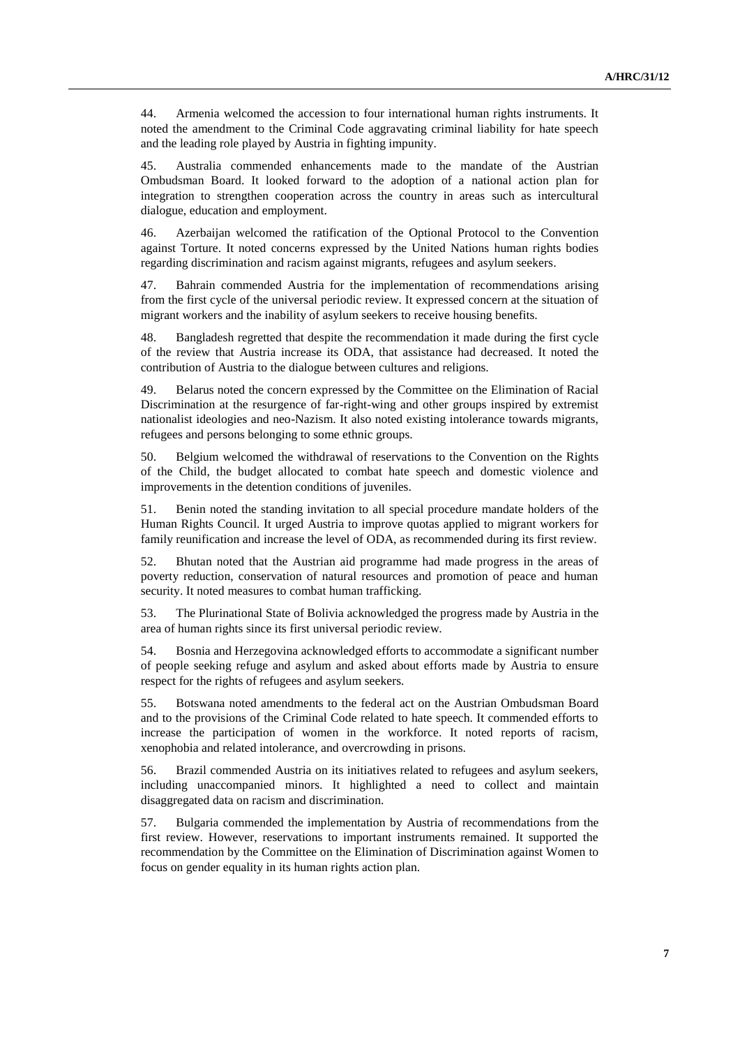44. Armenia welcomed the accession to four international human rights instruments. It noted the amendment to the Criminal Code aggravating criminal liability for hate speech and the leading role played by Austria in fighting impunity.

45. Australia commended enhancements made to the mandate of the Austrian Ombudsman Board. It looked forward to the adoption of a national action plan for integration to strengthen cooperation across the country in areas such as intercultural dialogue, education and employment.

46. Azerbaijan welcomed the ratification of the Optional Protocol to the Convention against Torture. It noted concerns expressed by the United Nations human rights bodies regarding discrimination and racism against migrants, refugees and asylum seekers.

47. Bahrain commended Austria for the implementation of recommendations arising from the first cycle of the universal periodic review. It expressed concern at the situation of migrant workers and the inability of asylum seekers to receive housing benefits.

48. Bangladesh regretted that despite the recommendation it made during the first cycle of the review that Austria increase its ODA, that assistance had decreased. It noted the contribution of Austria to the dialogue between cultures and religions.

49. Belarus noted the concern expressed by the Committee on the Elimination of Racial Discrimination at the resurgence of far-right-wing and other groups inspired by extremist nationalist ideologies and neo-Nazism. It also noted existing intolerance towards migrants, refugees and persons belonging to some ethnic groups.

50. Belgium welcomed the withdrawal of reservations to the Convention on the Rights of the Child, the budget allocated to combat hate speech and domestic violence and improvements in the detention conditions of juveniles.

51. Benin noted the standing invitation to all special procedure mandate holders of the Human Rights Council. It urged Austria to improve quotas applied to migrant workers for family reunification and increase the level of ODA, as recommended during its first review.

52. Bhutan noted that the Austrian aid programme had made progress in the areas of poverty reduction, conservation of natural resources and promotion of peace and human security. It noted measures to combat human trafficking.

53. The Plurinational State of Bolivia acknowledged the progress made by Austria in the area of human rights since its first universal periodic review.

54. Bosnia and Herzegovina acknowledged efforts to accommodate a significant number of people seeking refuge and asylum and asked about efforts made by Austria to ensure respect for the rights of refugees and asylum seekers.

55. Botswana noted amendments to the federal act on the Austrian Ombudsman Board and to the provisions of the Criminal Code related to hate speech. It commended efforts to increase the participation of women in the workforce. It noted reports of racism, xenophobia and related intolerance, and overcrowding in prisons.

56. Brazil commended Austria on its initiatives related to refugees and asylum seekers, including unaccompanied minors. It highlighted a need to collect and maintain disaggregated data on racism and discrimination.

57. Bulgaria commended the implementation by Austria of recommendations from the first review. However, reservations to important instruments remained. It supported the recommendation by the Committee on the Elimination of Discrimination against Women to focus on gender equality in its human rights action plan.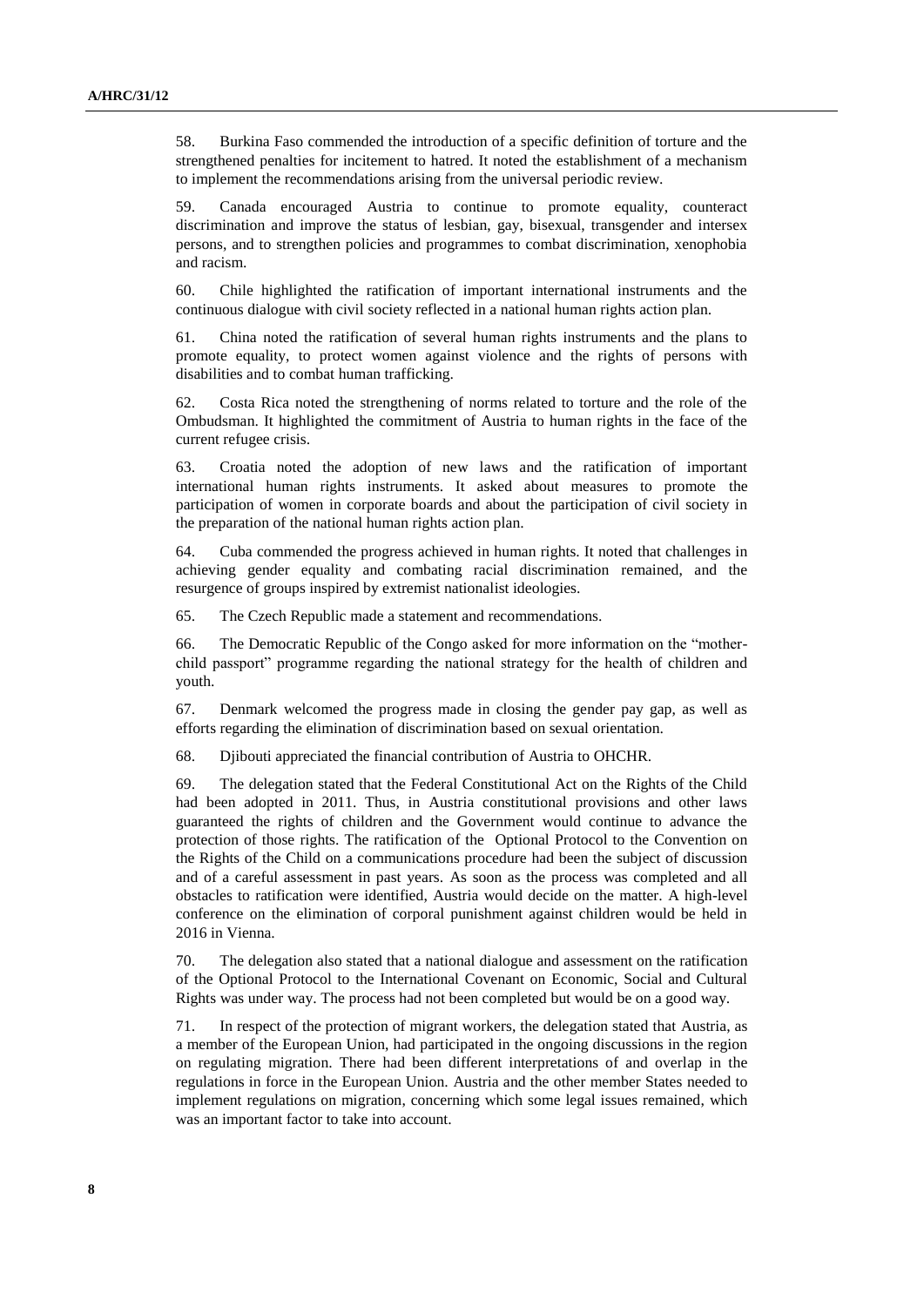58. Burkina Faso commended the introduction of a specific definition of torture and the strengthened penalties for incitement to hatred. It noted the establishment of a mechanism to implement the recommendations arising from the universal periodic review.

59. Canada encouraged Austria to continue to promote equality, counteract discrimination and improve the status of lesbian, gay, bisexual, transgender and intersex persons, and to strengthen policies and programmes to combat discrimination, xenophobia and racism.

60. Chile highlighted the ratification of important international instruments and the continuous dialogue with civil society reflected in a national human rights action plan.

61. China noted the ratification of several human rights instruments and the plans to promote equality, to protect women against violence and the rights of persons with disabilities and to combat human trafficking.

62. Costa Rica noted the strengthening of norms related to torture and the role of the Ombudsman. It highlighted the commitment of Austria to human rights in the face of the current refugee crisis.

63. Croatia noted the adoption of new laws and the ratification of important international human rights instruments. It asked about measures to promote the participation of women in corporate boards and about the participation of civil society in the preparation of the national human rights action plan.

64. Cuba commended the progress achieved in human rights. It noted that challenges in achieving gender equality and combating racial discrimination remained, and the resurgence of groups inspired by extremist nationalist ideologies.

65. The Czech Republic made a statement and recommendations.

66. The Democratic Republic of the Congo asked for more information on the "mother-child passport" programme regarding the national strategy for the health of children and youth.

67. Denmark welcomed the progress made in closing the gender pay gap, as well as efforts regarding the elimination of discrimination based on sexual orientation.

68. Djibouti appreciated the financial contribution of Austria to OHCHR.

69. The delegation stated that the Federal Constitutional Act on the Rights of the Child had been adopted in 2011. Thus, in Austria constitutional provisions and other laws guaranteed the rights of children and the Government would continue to advance the protection of those rights. The ratification of the Optional Protocol to the Convention on the Rights of the Child on a communications procedure had been the subject of discussion and of a careful assessment in past years. As soon as the process was completed and all obstacles to ratification were identified, Austria would decide on the matter. A high-level conference on the elimination of corporal punishment against children would be held in 2016 in Vienna.

70. The delegation also stated that a national dialogue and assessment on the ratification of the Optional Protocol to the International Covenant on Economic, Social and Cultural Rights was under way. The process had not been completed but would be on a good way.

71. In respect of the protection of migrant workers, the delegation stated that Austria, as a member of the European Union, had participated in the ongoing discussions in the region on regulating migration. There had been different interpretations of and overlap in the regulations in force in the European Union. Austria and the other member States needed to implement regulations on migration, concerning which some legal issues remained, which was an important factor to take into account.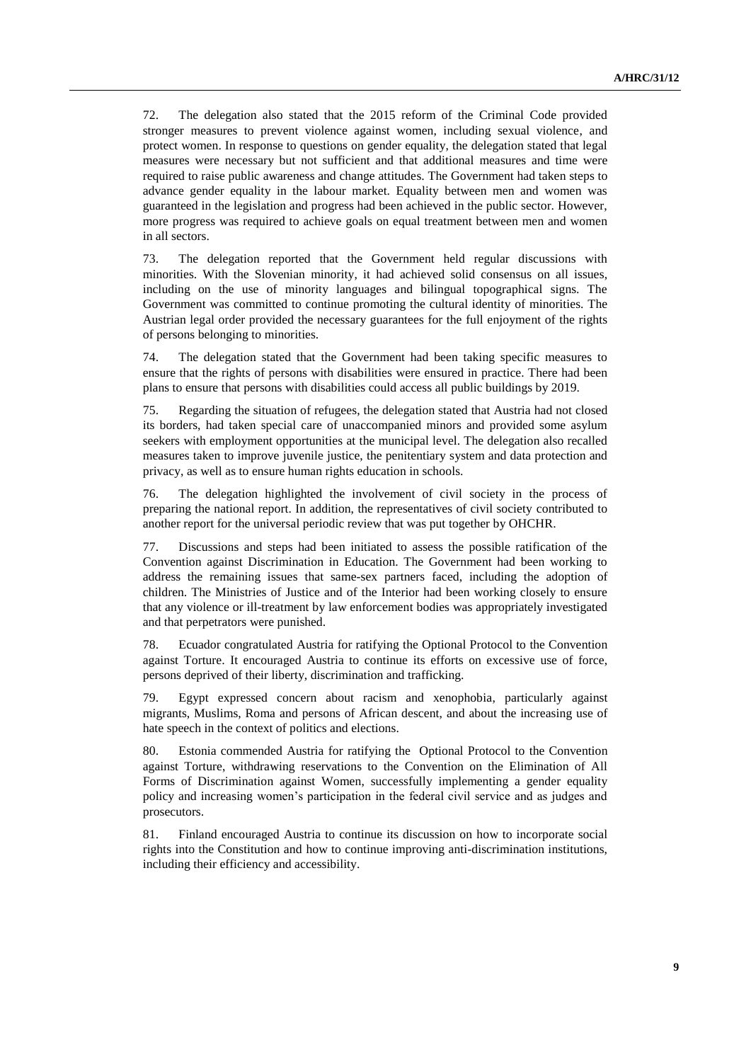72. The delegation also stated that the 2015 reform of the Criminal Code provided stronger measures to prevent violence against women, including sexual violence, and protect women. In response to questions on gender equality, the delegation stated that legal measures were necessary but not sufficient and that additional measures and time were required to raise public awareness and change attitudes. The Government had taken steps to advance gender equality in the labour market. Equality between men and women was guaranteed in the legislation and progress had been achieved in the public sector. However, more progress was required to achieve goals on equal treatment between men and women in all sectors.

73. The delegation reported that the Government held regular discussions with minorities. With the Slovenian minority, it had achieved solid consensus on all issues, including on the use of minority languages and bilingual topographical signs. The Government was committed to continue promoting the cultural identity of minorities. The Austrian legal order provided the necessary guarantees for the full enjoyment of the rights of persons belonging to minorities.

74. The delegation stated that the Government had been taking specific measures to ensure that the rights of persons with disabilities were ensured in practice. There had been plans to ensure that persons with disabilities could access all public buildings by 2019.

75. Regarding the situation of refugees, the delegation stated that Austria had not closed its borders, had taken special care of unaccompanied minors and provided some asylum seekers with employment opportunities at the municipal level. The delegation also recalled measures taken to improve juvenile justice, the penitentiary system and data protection and privacy, as well as to ensure human rights education in schools.

76. The delegation highlighted the involvement of civil society in the process of preparing the national report. In addition, the representatives of civil society contributed to another report for the universal periodic review that was put together by OHCHR.

77. Discussions and steps had been initiated to assess the possible ratification of the Convention against Discrimination in Education. The Government had been working to address the remaining issues that same-sex partners faced, including the adoption of children. The Ministries of Justice and of the Interior had been working closely to ensure that any violence or ill-treatment by law enforcement bodies was appropriately investigated and that perpetrators were punished.

78. Ecuador congratulated Austria for ratifying the Optional Protocol to the Convention against Torture. It encouraged Austria to continue its efforts on excessive use of force, persons deprived of their liberty, discrimination and trafficking.

79. Egypt expressed concern about racism and xenophobia, particularly against migrants, Muslims, Roma and persons of African descent, and about the increasing use of hate speech in the context of politics and elections.

80. Estonia commended Austria for ratifying the Optional Protocol to the Convention against Torture, withdrawing reservations to the Convention on the Elimination of All Forms of Discrimination against Women, successfully implementing a gender equality policy and increasing women's participation in the federal civil service and as judges and prosecutors.

81. Finland encouraged Austria to continue its discussion on how to incorporate social rights into the Constitution and how to continue improving anti-discrimination institutions, including their efficiency and accessibility.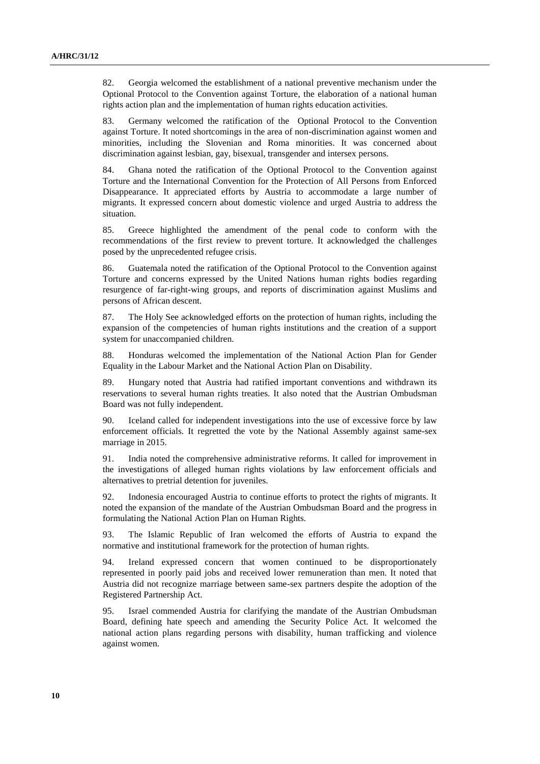82. Georgia welcomed the establishment of a national preventive mechanism under the Optional Protocol to the Convention against Torture, the elaboration of a national human rights action plan and the implementation of human rights education activities.

83. Germany welcomed the ratification of the Optional Protocol to the Convention against Torture. It noted shortcomings in the area of non-discrimination against women and minorities, including the Slovenian and Roma minorities. It was concerned about discrimination against lesbian, gay, bisexual, transgender and intersex persons.

84. Ghana noted the ratification of the Optional Protocol to the Convention against Torture and the International Convention for the Protection of All Persons from Enforced Disappearance. It appreciated efforts by Austria to accommodate a large number of migrants. It expressed concern about domestic violence and urged Austria to address the situation.

85. Greece highlighted the amendment of the penal code to conform with the recommendations of the first review to prevent torture. It acknowledged the challenges posed by the unprecedented refugee crisis.

86. Guatemala noted the ratification of the Optional Protocol to the Convention against Torture and concerns expressed by the United Nations human rights bodies regarding resurgence of far-right-wing groups, and reports of discrimination against Muslims and persons of African descent.

87. The Holy See acknowledged efforts on the protection of human rights, including the expansion of the competencies of human rights institutions and the creation of a support system for unaccompanied children.

88. Honduras welcomed the implementation of the National Action Plan for Gender Equality in the Labour Market and the National Action Plan on Disability.

89. Hungary noted that Austria had ratified important conventions and withdrawn its reservations to several human rights treaties. It also noted that the Austrian Ombudsman Board was not fully independent.

90. Iceland called for independent investigations into the use of excessive force by law enforcement officials. It regretted the vote by the National Assembly against same-sex marriage in 2015.

91. India noted the comprehensive administrative reforms. It called for improvement in the investigations of alleged human rights violations by law enforcement officials and alternatives to pretrial detention for juveniles.

92. Indonesia encouraged Austria to continue efforts to protect the rights of migrants. It noted the expansion of the mandate of the Austrian Ombudsman Board and the progress in formulating the National Action Plan on Human Rights.

93. The Islamic Republic of Iran welcomed the efforts of Austria to expand the normative and institutional framework for the protection of human rights.

94. Ireland expressed concern that women continued to be disproportionately represented in poorly paid jobs and received lower remuneration than men. It noted that Austria did not recognize marriage between same-sex partners despite the adoption of the Registered Partnership Act.

95. Israel commended Austria for clarifying the mandate of the Austrian Ombudsman Board, defining hate speech and amending the Security Police Act. It welcomed the national action plans regarding persons with disability, human trafficking and violence against women.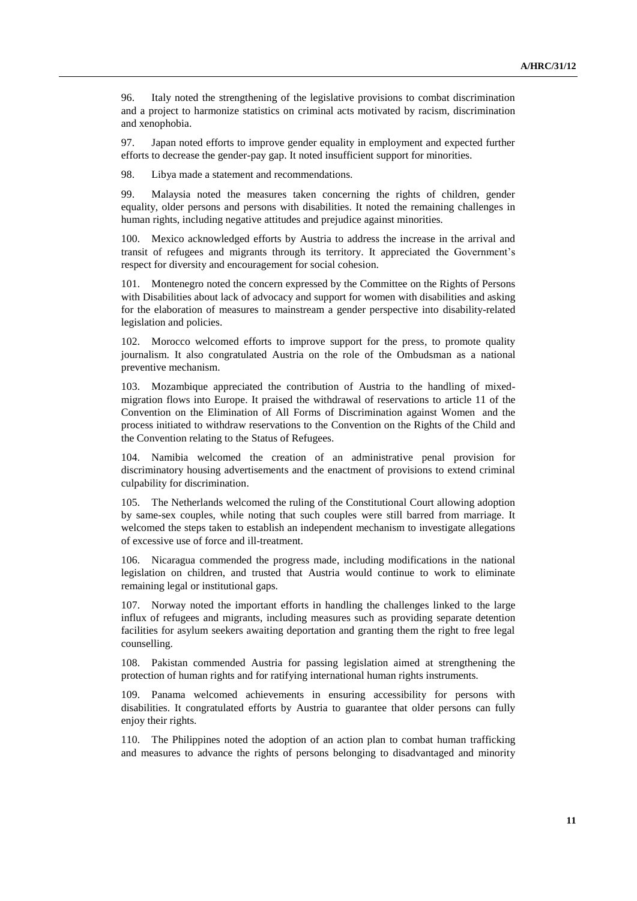96. Italy noted the strengthening of the legislative provisions to combat discrimination and a project to harmonize statistics on criminal acts motivated by racism, discrimination and xenophobia.

97. Japan noted efforts to improve gender equality in employment and expected further efforts to decrease the gender-pay gap. It noted insufficient support for minorities.

98. Libya made a statement and recommendations.

99. Malaysia noted the measures taken concerning the rights of children, gender equality, older persons and persons with disabilities. It noted the remaining challenges in human rights, including negative attitudes and prejudice against minorities.

100. Mexico acknowledged efforts by Austria to address the increase in the arrival and transit of refugees and migrants through its territory. It appreciated the Government's respect for diversity and encouragement for social cohesion.

101. Montenegro noted the concern expressed by the Committee on the Rights of Persons with Disabilities about lack of advocacy and support for women with disabilities and asking for the elaboration of measures to mainstream a gender perspective into disability-related legislation and policies.

102. Morocco welcomed efforts to improve support for the press, to promote quality journalism. It also congratulated Austria on the role of the Ombudsman as a national preventive mechanism.

103. Mozambique appreciated the contribution of Austria to the handling of mixed-migration flows into Europe. It praised the withdrawal of reservations to article 11 of the Convention on the Elimination of All Forms of Discrimination against Women and the process initiated to withdraw reservations to the Convention on the Rights of the Child and the Convention relating to the Status of Refugees.

104. Namibia welcomed the creation of an administrative penal provision for discriminatory housing advertisements and the enactment of provisions to extend criminal culpability for discrimination.

105. The Netherlands welcomed the ruling of the Constitutional Court allowing adoption by same-sex couples, while noting that such couples were still barred from marriage. It welcomed the steps taken to establish an independent mechanism to investigate allegations of excessive use of force and ill-treatment.

106. Nicaragua commended the progress made, including modifications in the national legislation on children, and trusted that Austria would continue to work to eliminate remaining legal or institutional gaps.

107. Norway noted the important efforts in handling the challenges linked to the large influx of refugees and migrants, including measures such as providing separate detention facilities for asylum seekers awaiting deportation and granting them the right to free legal counselling.

108. Pakistan commended Austria for passing legislation aimed at strengthening the protection of human rights and for ratifying international human rights instruments.

109. Panama welcomed achievements in ensuring accessibility for persons with disabilities. It congratulated efforts by Austria to guarantee that older persons can fully enjoy their rights.

110. The Philippines noted the adoption of an action plan to combat human trafficking and measures to advance the rights of persons belonging to disadvantaged and minority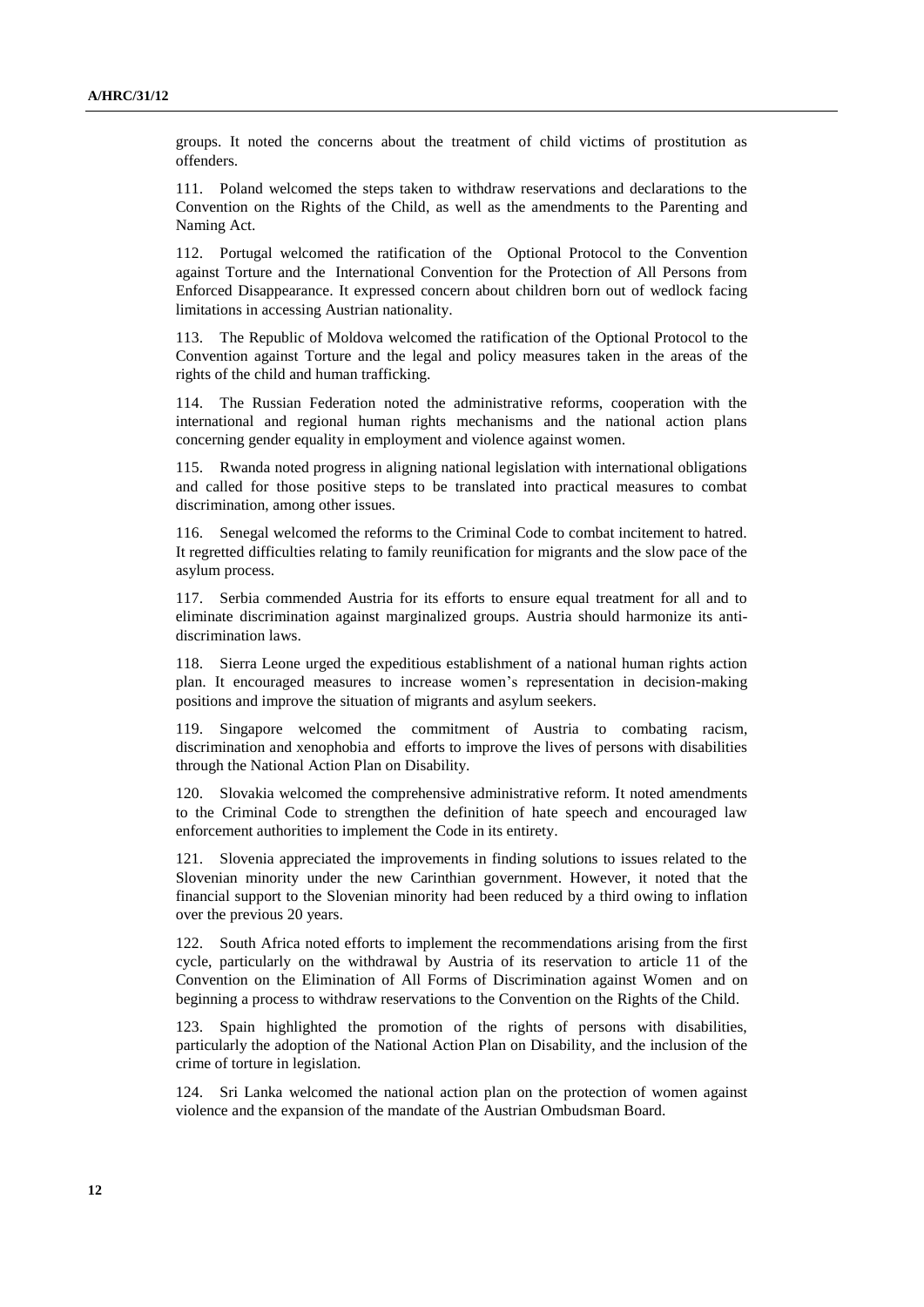groups. It noted the concerns about the treatment of child victims of prostitution as offenders.

111. Poland welcomed the steps taken to withdraw reservations and declarations to the Convention on the Rights of the Child, as well as the amendments to the Parenting and Naming Act.

112. Portugal welcomed the ratification of the Optional Protocol to the Convention against Torture and the International Convention for the Protection of All Persons from Enforced Disappearance. It expressed concern about children born out of wedlock facing limitations in accessing Austrian nationality.

113. The Republic of Moldova welcomed the ratification of the Optional Protocol to the Convention against Torture and the legal and policy measures taken in the areas of the rights of the child and human trafficking.

114. The Russian Federation noted the administrative reforms, cooperation with the international and regional human rights mechanisms and the national action plans concerning gender equality in employment and violence against women.

115. Rwanda noted progress in aligning national legislation with international obligations and called for those positive steps to be translated into practical measures to combat discrimination, among other issues.

116. Senegal welcomed the reforms to the Criminal Code to combat incitement to hatred. It regretted difficulties relating to family reunification for migrants and the slow pace of the asylum process.

117. Serbia commended Austria for its efforts to ensure equal treatment for all and to eliminate discrimination against marginalized groups. Austria should harmonize its anti-discrimination laws.

118. Sierra Leone urged the expeditious establishment of a national human rights action plan. It encouraged measures to increase women's representation in decision-making positions and improve the situation of migrants and asylum seekers.

119. Singapore welcomed the commitment of Austria to combating racism, discrimination and xenophobia and efforts to improve the lives of persons with disabilities through the National Action Plan on Disability.

120. Slovakia welcomed the comprehensive administrative reform. It noted amendments to the Criminal Code to strengthen the definition of hate speech and encouraged law enforcement authorities to implement the Code in its entirety.

121. Slovenia appreciated the improvements in finding solutions to issues related to the Slovenian minority under the new Carinthian government. However, it noted that the financial support to the Slovenian minority had been reduced by a third owing to inflation over the previous 20 years.

122. South Africa noted efforts to implement the recommendations arising from the first cycle, particularly on the withdrawal by Austria of its reservation to article 11 of the Convention on the Elimination of All Forms of Discrimination against Women and on beginning a process to withdraw reservations to the Convention on the Rights of the Child.

123. Spain highlighted the promotion of the rights of persons with disabilities, particularly the adoption of the National Action Plan on Disability, and the inclusion of the crime of torture in legislation.

124. Sri Lanka welcomed the national action plan on the protection of women against violence and the expansion of the mandate of the Austrian Ombudsman Board.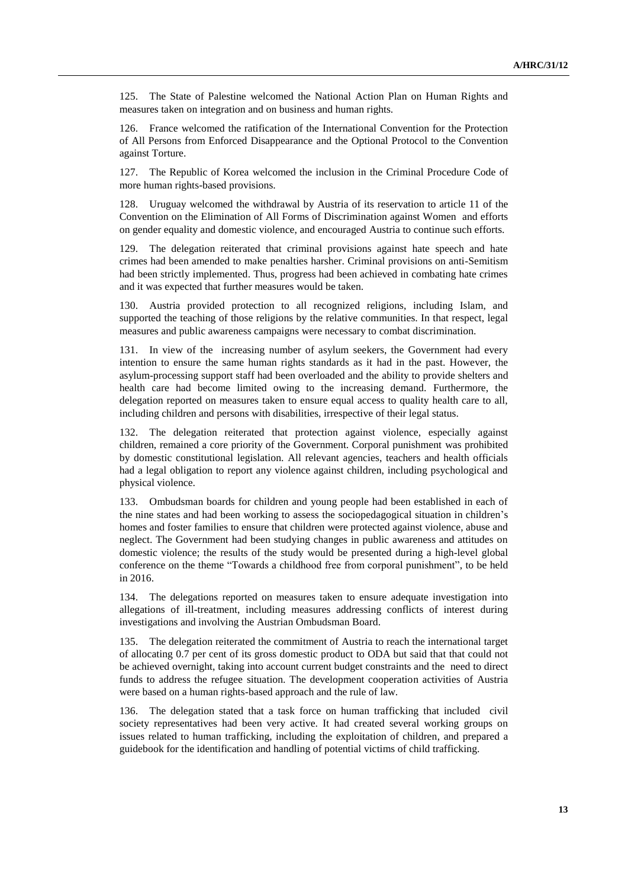125. The State of Palestine welcomed the National Action Plan on Human Rights and measures taken on integration and on business and human rights.

126. France welcomed the ratification of the International Convention for the Protection of All Persons from Enforced Disappearance and the Optional Protocol to the Convention against Torture.

127. The Republic of Korea welcomed the inclusion in the Criminal Procedure Code of more human rights-based provisions.

128. Uruguay welcomed the withdrawal by Austria of its reservation to article 11 of the Convention on the Elimination of All Forms of Discrimination against Women and efforts on gender equality and domestic violence, and encouraged Austria to continue such efforts.

129. The delegation reiterated that criminal provisions against hate speech and hate crimes had been amended to make penalties harsher. Criminal provisions on anti-Semitism had been strictly implemented. Thus, progress had been achieved in combating hate crimes and it was expected that further measures would be taken.

130. Austria provided protection to all recognized religions, including Islam, and supported the teaching of those religions by the relative communities. In that respect, legal measures and public awareness campaigns were necessary to combat discrimination.

131. In view of the increasing number of asylum seekers, the Government had every intention to ensure the same human rights standards as it had in the past. However, the asylum-processing support staff had been overloaded and the ability to provide shelters and health care had become limited owing to the increasing demand. Furthermore, the delegation reported on measures taken to ensure equal access to quality health care to all, including children and persons with disabilities, irrespective of their legal status.

132. The delegation reiterated that protection against violence, especially against children, remained a core priority of the Government. Corporal punishment was prohibited by domestic constitutional legislation. All relevant agencies, teachers and health officials had a legal obligation to report any violence against children, including psychological and physical violence.

133. Ombudsman boards for children and young people had been established in each of the nine states and had been working to assess the sociopedagogical situation in children's homes and foster families to ensure that children were protected against violence, abuse and neglect. The Government had been studying changes in public awareness and attitudes on domestic violence; the results of the study would be presented during a high-level global conference on the theme "Towards a childhood free from corporal punishment", to be held in 2016.

134. The delegations reported on measures taken to ensure adequate investigation into allegations of ill-treatment, including measures addressing conflicts of interest during investigations and involving the Austrian Ombudsman Board.

135. The delegation reiterated the commitment of Austria to reach the international target of allocating 0.7 per cent of its gross domestic product to ODA but said that that could not be achieved overnight, taking into account current budget constraints and the need to direct funds to address the refugee situation. The development cooperation activities of Austria were based on a human rights-based approach and the rule of law.

136. The delegation stated that a task force on human trafficking that included civil society representatives had been very active. It had created several working groups on issues related to human trafficking, including the exploitation of children, and prepared a guidebook for the identification and handling of potential victims of child trafficking.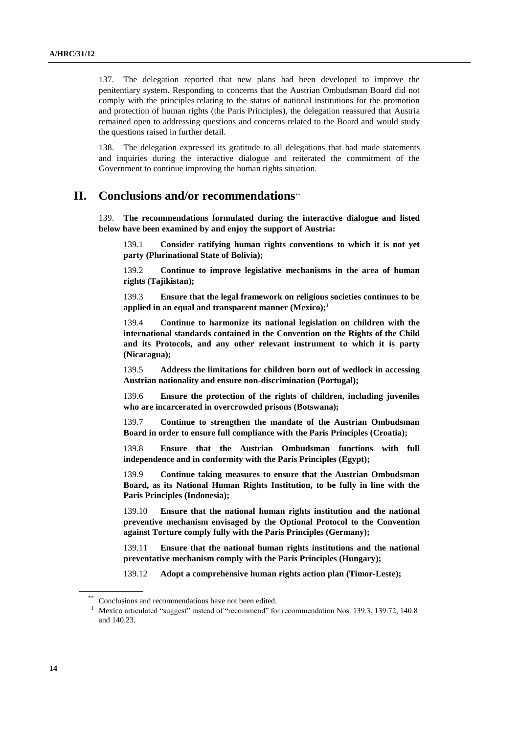137. The delegation reported that new plans had been developed to improve the penitentiary system. Responding to concerns that the Austrian Ombudsman Board did not comply with the principles relating to the status of national institutions for the promotion and protection of human rights (the Paris Principles), the delegation reassured that Austria remained open to addressing questions and concerns related to the Board and would study the questions raised in further detail.

138. The delegation expressed its gratitude to all delegations that had made statements and inquiries during the interactive dialogue and reiterated the commitment of the Government to continue improving the human rights situation.

## II. Conclusions and/or recommendations**

139. **The recommendations formulated during the interactive dialogue and listed below have been examined by and enjoy the support of Austria:**

139.1 **Consider ratifying human rights conventions to which it is not yet party (Plurinational State of Bolivia);**

139.2 **Continue to improve legislative mechanisms in the area of human rights (Tajikistan);**

139.3 **Ensure that the legal framework on religious societies continues to be applied in an equal and transparent manner (Mexico);**[1]

139.4 **Continue to harmonize its national legislation on children with the international standards contained in the Convention on the Rights of the Child and its Protocols, and any other relevant instrument to which it is party (Nicaragua);**

139.5 **Address the limitations for children born out of wedlock in accessing Austrian nationality and ensure non-discrimination (Portugal);**

139.6 **Ensure the protection of the rights of children, including juveniles who are incarcerated in overcrowded prisons (Botswana);**

139.7 **Continue to strengthen the mandate of the Austrian Ombudsman Board in order to ensure full compliance with the Paris Principles (Croatia);**

139.8 **Ensure that the Austrian Ombudsman functions with full independence and in conformity with the Paris Principles (Egypt);**

139.9 **Continue taking measures to ensure that the Austrian Ombudsman Board, as its National Human Rights Institution, to be fully in line with the Paris Principles (Indonesia);**

139.10 **Ensure that the national human rights institution and the national preventive mechanism envisaged by the Optional Protocol to the Convention against Torture comply fully with the Paris Principles (Germany);**

139.11 **Ensure that the national human rights institutions and the national preventative mechanism comply with the Paris Principles (Hungary);**

139.12 **Adopt a comprehensive human rights action plan (Timor-Leste);**

---

** Conclusions and recommendations have not been edited.

[1] Mexico articulated "suggest" instead of "recommend" for recommendation Nos. 139.3, 139.72, 140.8 and 140.23.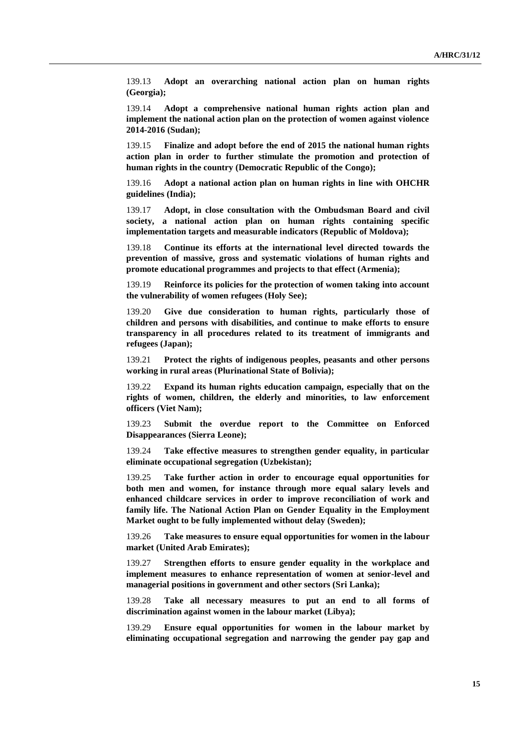139.13 **Adopt an overarching national action plan on human rights (Georgia);**

139.14 **Adopt a comprehensive national human rights action plan and implement the national action plan on the protection of women against violence 2014-2016 (Sudan);**

139.15 **Finalize and adopt before the end of 2015 the national human rights action plan in order to further stimulate the promotion and protection of human rights in the country (Democratic Republic of the Congo);**

139.16 **Adopt a national action plan on human rights in line with OHCHR guidelines (India);**

139.17 **Adopt, in close consultation with the Ombudsman Board and civil society, a national action plan on human rights containing specific implementation targets and measurable indicators (Republic of Moldova);**

139.18 **Continue its efforts at the international level directed towards the prevention of massive, gross and systematic violations of human rights and promote educational programmes and projects to that effect (Armenia);**

139.19 **Reinforce its policies for the protection of women taking into account the vulnerability of women refugees (Holy See);**

139.20 **Give due consideration to human rights, particularly those of children and persons with disabilities, and continue to make efforts to ensure transparency in all procedures related to its treatment of immigrants and refugees (Japan);**

139.21 **Protect the rights of indigenous peoples, peasants and other persons working in rural areas (Plurinational State of Bolivia);**

139.22 **Expand its human rights education campaign, especially that on the rights of women, children, the elderly and minorities, to law enforcement officers (Viet Nam);**

139.23 **Submit the overdue report to the Committee on Enforced Disappearances (Sierra Leone);**

139.24 **Take effective measures to strengthen gender equality, in particular eliminate occupational segregation (Uzbekistan);**

139.25 **Take further action in order to encourage equal opportunities for both men and women, for instance through more equal salary levels and enhanced childcare services in order to improve reconciliation of work and family life. The National Action Plan on Gender Equality in the Employment Market ought to be fully implemented without delay (Sweden);**

139.26 **Take measures to ensure equal opportunities for women in the labour market (United Arab Emirates);**

139.27 **Strengthen efforts to ensure gender equality in the workplace and implement measures to enhance representation of women at senior-level and managerial positions in government and other sectors (Sri Lanka);**

139.28 **Take all necessary measures to put an end to all forms of discrimination against women in the labour market (Libya);**

139.29 **Ensure equal opportunities for women in the labour market by eliminating occupational segregation and narrowing the gender pay gap and**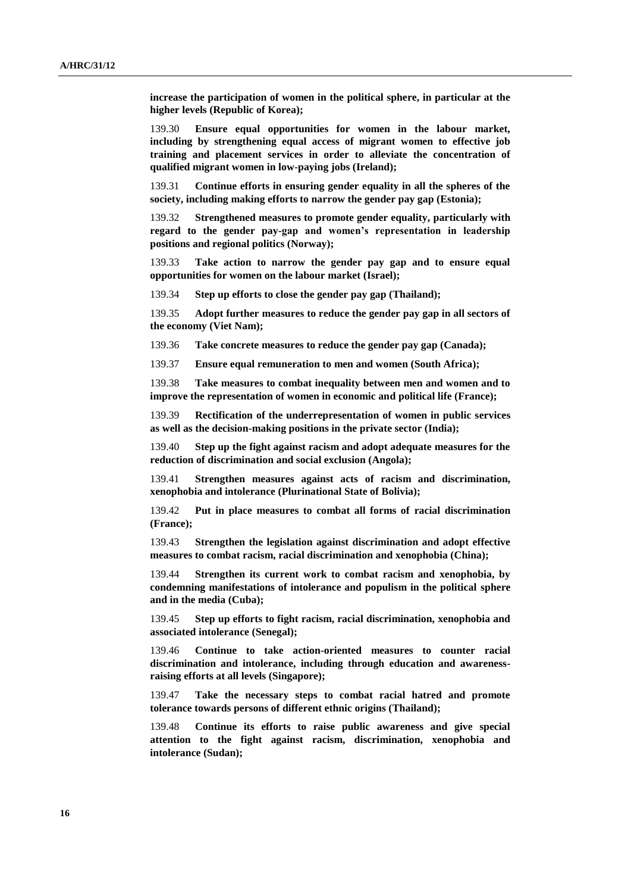**increase the participation of women in the political sphere, in particular at the higher levels (Republic of Korea);**

139.30 **Ensure equal opportunities for women in the labour market, including by strengthening equal access of migrant women to effective job training and placement services in order to alleviate the concentration of qualified migrant women in low-paying jobs (Ireland);**

139.31 **Continue efforts in ensuring gender equality in all the spheres of the society, including making efforts to narrow the gender pay gap (Estonia);**

139.32 **Strengthened measures to promote gender equality, particularly with regard to the gender pay-gap and women's representation in leadership positions and regional politics (Norway);**

139.33 **Take action to narrow the gender pay gap and to ensure equal opportunities for women on the labour market (Israel);**

139.34 **Step up efforts to close the gender pay gap (Thailand);**

139.35 **Adopt further measures to reduce the gender pay gap in all sectors of the economy (Viet Nam);**

139.36 **Take concrete measures to reduce the gender pay gap (Canada);**

139.37 **Ensure equal remuneration to men and women (South Africa);**

139.38 **Take measures to combat inequality between men and women and to improve the representation of women in economic and political life (France);**

139.39 **Rectification of the underrepresentation of women in public services as well as the decision-making positions in the private sector (India);**

139.40 **Step up the fight against racism and adopt adequate measures for the reduction of discrimination and social exclusion (Angola);**

139.41 **Strengthen measures against acts of racism and discrimination, xenophobia and intolerance (Plurinational State of Bolivia);**

139.42 **Put in place measures to combat all forms of racial discrimination (France);**

139.43 **Strengthen the legislation against discrimination and adopt effective measures to combat racism, racial discrimination and xenophobia (China);**

139.44 **Strengthen its current work to combat racism and xenophobia, by condemning manifestations of intolerance and populism in the political sphere and in the media (Cuba);**

139.45 **Step up efforts to fight racism, racial discrimination, xenophobia and associated intolerance (Senegal);**

139.46 **Continue to take action-oriented measures to counter racial discrimination and intolerance, including through education and awareness-raising efforts at all levels (Singapore);**

139.47 **Take the necessary steps to combat racial hatred and promote tolerance towards persons of different ethnic origins (Thailand);**

139.48 **Continue its efforts to raise public awareness and give special attention to the fight against racism, discrimination, xenophobia and intolerance (Sudan);**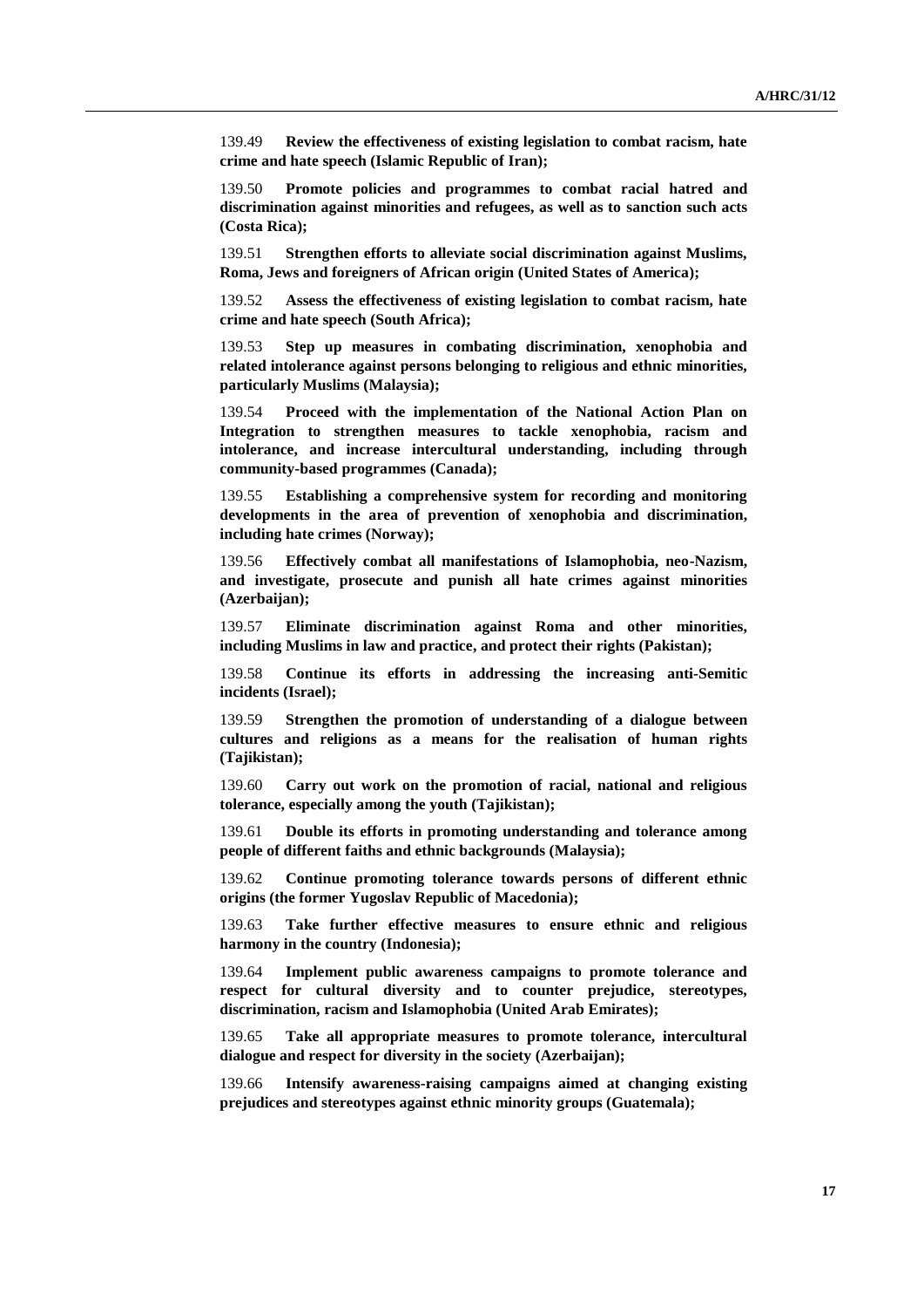139.49 **Review the effectiveness of existing legislation to combat racism, hate crime and hate speech (Islamic Republic of Iran);**

139.50 **Promote policies and programmes to combat racial hatred and discrimination against minorities and refugees, as well as to sanction such acts (Costa Rica);**

139.51 **Strengthen efforts to alleviate social discrimination against Muslims, Roma, Jews and foreigners of African origin (United States of America);**

139.52 **Assess the effectiveness of existing legislation to combat racism, hate crime and hate speech (South Africa);**

139.53 **Step up measures in combating discrimination, xenophobia and related intolerance against persons belonging to religious and ethnic minorities, particularly Muslims (Malaysia);**

139.54 **Proceed with the implementation of the National Action Plan on Integration to strengthen measures to tackle xenophobia, racism and intolerance, and increase intercultural understanding, including through community-based programmes (Canada);**

139.55 **Establishing a comprehensive system for recording and monitoring developments in the area of prevention of xenophobia and discrimination, including hate crimes (Norway);**

139.56 **Effectively combat all manifestations of Islamophobia, neo-Nazism, and investigate, prosecute and punish all hate crimes against minorities (Azerbaijan);**

139.57 **Eliminate discrimination against Roma and other minorities, including Muslims in law and practice, and protect their rights (Pakistan);**

139.58 **Continue its efforts in addressing the increasing anti-Semitic incidents (Israel);**

139.59 **Strengthen the promotion of understanding of a dialogue between cultures and religions as a means for the realisation of human rights (Tajikistan);**

139.60 **Carry out work on the promotion of racial, national and religious tolerance, especially among the youth (Tajikistan);**

139.61 **Double its efforts in promoting understanding and tolerance among people of different faiths and ethnic backgrounds (Malaysia);**

139.62 **Continue promoting tolerance towards persons of different ethnic origins (the former Yugoslav Republic of Macedonia);**

139.63 **Take further effective measures to ensure ethnic and religious harmony in the country (Indonesia);**

139.64 **Implement public awareness campaigns to promote tolerance and respect for cultural diversity and to counter prejudice, stereotypes, discrimination, racism and Islamophobia (United Arab Emirates);**

139.65 **Take all appropriate measures to promote tolerance, intercultural dialogue and respect for diversity in the society (Azerbaijan);**

139.66 **Intensify awareness-raising campaigns aimed at changing existing prejudices and stereotypes against ethnic minority groups (Guatemala);**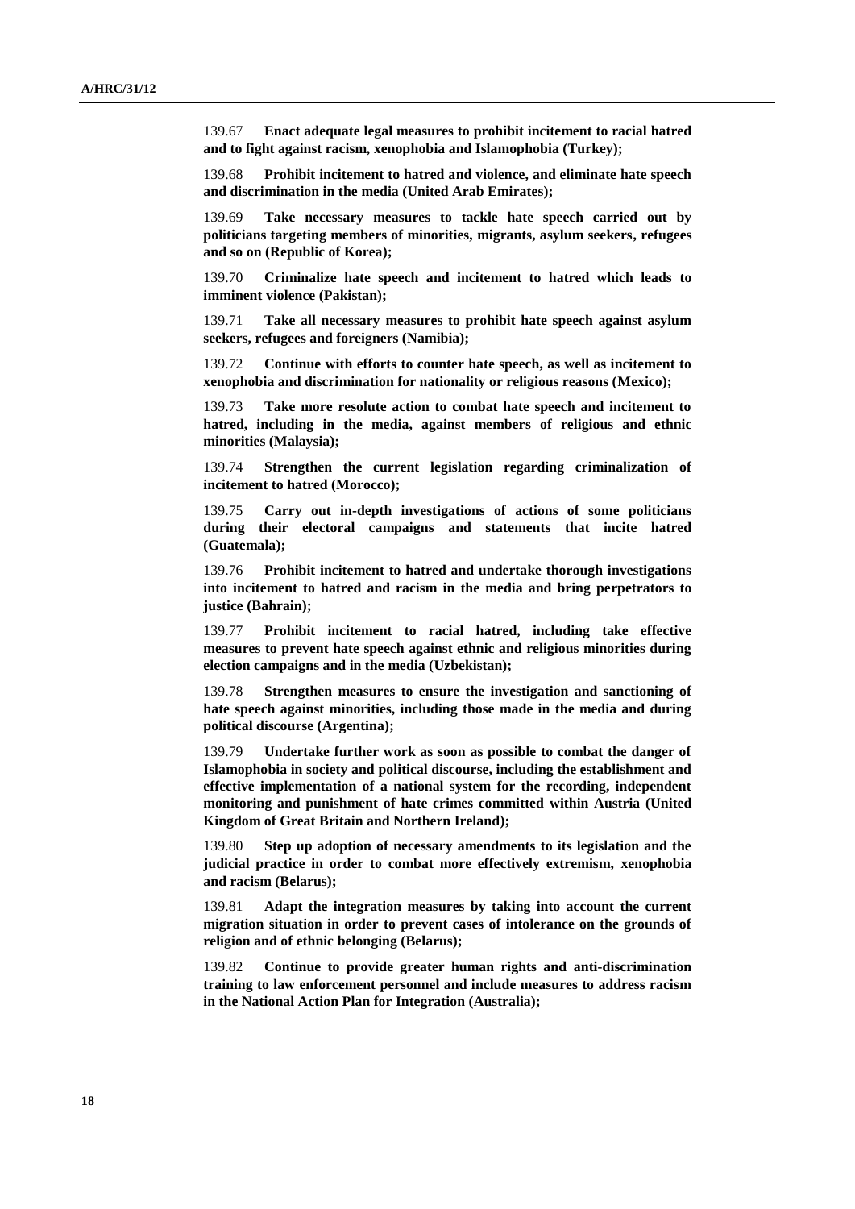139.67 **Enact adequate legal measures to prohibit incitement to racial hatred and to fight against racism, xenophobia and Islamophobia (Turkey);**

139.68 **Prohibit incitement to hatred and violence, and eliminate hate speech and discrimination in the media (United Arab Emirates);**

139.69 **Take necessary measures to tackle hate speech carried out by politicians targeting members of minorities, migrants, asylum seekers, refugees and so on (Republic of Korea);**

139.70 **Criminalize hate speech and incitement to hatred which leads to imminent violence (Pakistan);**

139.71 **Take all necessary measures to prohibit hate speech against asylum seekers, refugees and foreigners (Namibia);**

139.72 **Continue with efforts to counter hate speech, as well as incitement to xenophobia and discrimination for nationality or religious reasons (Mexico);**

139.73 **Take more resolute action to combat hate speech and incitement to hatred, including in the media, against members of religious and ethnic minorities (Malaysia);**

139.74 **Strengthen the current legislation regarding criminalization of incitement to hatred (Morocco);**

139.75 **Carry out in-depth investigations of actions of some politicians during their electoral campaigns and statements that incite hatred (Guatemala);**

139.76 **Prohibit incitement to hatred and undertake thorough investigations into incitement to hatred and racism in the media and bring perpetrators to justice (Bahrain);**

139.77 **Prohibit incitement to racial hatred, including take effective measures to prevent hate speech against ethnic and religious minorities during election campaigns and in the media (Uzbekistan);**

139.78 **Strengthen measures to ensure the investigation and sanctioning of hate speech against minorities, including those made in the media and during political discourse (Argentina);**

139.79 **Undertake further work as soon as possible to combat the danger of Islamophobia in society and political discourse, including the establishment and effective implementation of a national system for the recording, independent monitoring and punishment of hate crimes committed within Austria (United Kingdom of Great Britain and Northern Ireland);**

139.80 **Step up adoption of necessary amendments to its legislation and the judicial practice in order to combat more effectively extremism, xenophobia and racism (Belarus);**

139.81 **Adapt the integration measures by taking into account the current migration situation in order to prevent cases of intolerance on the grounds of religion and of ethnic belonging (Belarus);**

139.82 **Continue to provide greater human rights and anti-discrimination training to law enforcement personnel and include measures to address racism in the National Action Plan for Integration (Australia);**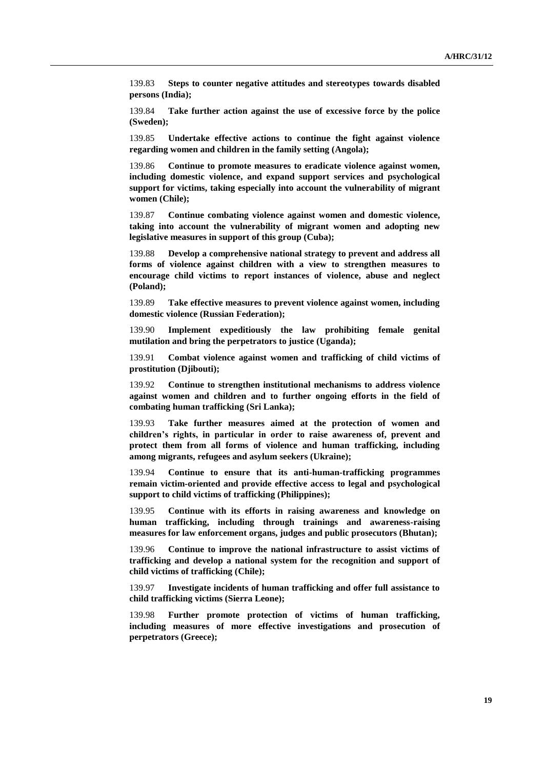139.83 **Steps to counter negative attitudes and stereotypes towards disabled persons (India);**

139.84 **Take further action against the use of excessive force by the police (Sweden);**

139.85 **Undertake effective actions to continue the fight against violence regarding women and children in the family setting (Angola);**

139.86 **Continue to promote measures to eradicate violence against women, including domestic violence, and expand support services and psychological support for victims, taking especially into account the vulnerability of migrant women (Chile);**

139.87 **Continue combating violence against women and domestic violence, taking into account the vulnerability of migrant women and adopting new legislative measures in support of this group (Cuba);**

139.88 **Develop a comprehensive national strategy to prevent and address all forms of violence against children with a view to strengthen measures to encourage child victims to report instances of violence, abuse and neglect (Poland);**

139.89 **Take effective measures to prevent violence against women, including domestic violence (Russian Federation);**

139.90 **Implement expeditiously the law prohibiting female genital mutilation and bring the perpetrators to justice (Uganda);**

139.91 **Combat violence against women and trafficking of child victims of prostitution (Djibouti);**

139.92 **Continue to strengthen institutional mechanisms to address violence against women and children and to further ongoing efforts in the field of combating human trafficking (Sri Lanka);**

139.93 **Take further measures aimed at the protection of women and children's rights, in particular in order to raise awareness of, prevent and protect them from all forms of violence and human trafficking, including among migrants, refugees and asylum seekers (Ukraine);**

139.94 **Continue to ensure that its anti-human-trafficking programmes remain victim-oriented and provide effective access to legal and psychological support to child victims of trafficking (Philippines);**

139.95 **Continue with its efforts in raising awareness and knowledge on human trafficking, including through trainings and awareness-raising measures for law enforcement organs, judges and public prosecutors (Bhutan);**

139.96 **Continue to improve the national infrastructure to assist victims of trafficking and develop a national system for the recognition and support of child victims of trafficking (Chile);**

139.97 **Investigate incidents of human trafficking and offer full assistance to child trafficking victims (Sierra Leone);**

139.98 **Further promote protection of victims of human trafficking, including measures of more effective investigations and prosecution of perpetrators (Greece);**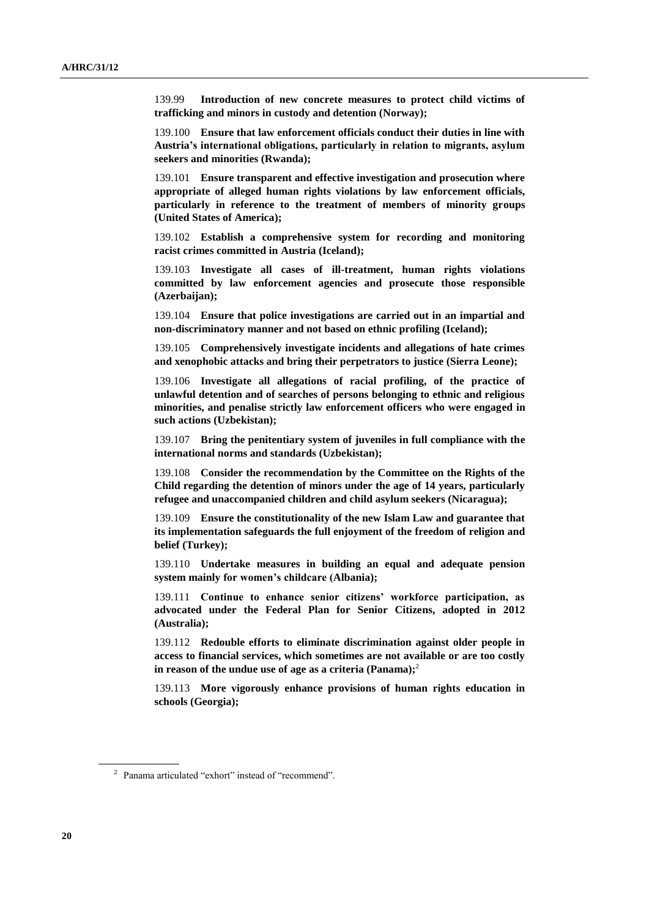139.99 **Introduction of new concrete measures to protect child victims of trafficking and minors in custody and detention (Norway);**

139.100 **Ensure that law enforcement officials conduct their duties in line with Austria's international obligations, particularly in relation to migrants, asylum seekers and minorities (Rwanda);**

139.101 **Ensure transparent and effective investigation and prosecution where appropriate of alleged human rights violations by law enforcement officials, particularly in reference to the treatment of members of minority groups (United States of America);**

139.102 **Establish a comprehensive system for recording and monitoring racist crimes committed in Austria (Iceland);**

139.103 **Investigate all cases of ill-treatment, human rights violations committed by law enforcement agencies and prosecute those responsible (Azerbaijan);**

139.104 **Ensure that police investigations are carried out in an impartial and non-discriminatory manner and not based on ethnic profiling (Iceland);**

139.105 **Comprehensively investigate incidents and allegations of hate crimes and xenophobic attacks and bring their perpetrators to justice (Sierra Leone);**

139.106 **Investigate all allegations of racial profiling, of the practice of unlawful detention and of searches of persons belonging to ethnic and religious minorities, and penalise strictly law enforcement officers who were engaged in such actions (Uzbekistan);**

139.107 **Bring the penitentiary system of juveniles in full compliance with the international norms and standards (Uzbekistan);**

139.108 **Consider the recommendation by the Committee on the Rights of the Child regarding the detention of minors under the age of 14 years, particularly refugee and unaccompanied children and child asylum seekers (Nicaragua);**

139.109 **Ensure the constitutionality of the new Islam Law and guarantee that its implementation safeguards the full enjoyment of the freedom of religion and belief (Turkey);**

139.110 **Undertake measures in building an equal and adequate pension system mainly for women's childcare (Albania);**

139.111 **Continue to enhance senior citizens' workforce participation, as advocated under the Federal Plan for Senior Citizens, adopted in 2012 (Australia);**

139.112 **Redouble efforts to eliminate discrimination against older people in access to financial services, which sometimes are not available or are too costly in reason of the undue use of age as a criteria (Panama);**[2]

139.113 **More vigorously enhance provisions of human rights education in schools (Georgia);**

---

[2] Panama articulated "exhort" instead of "recommend".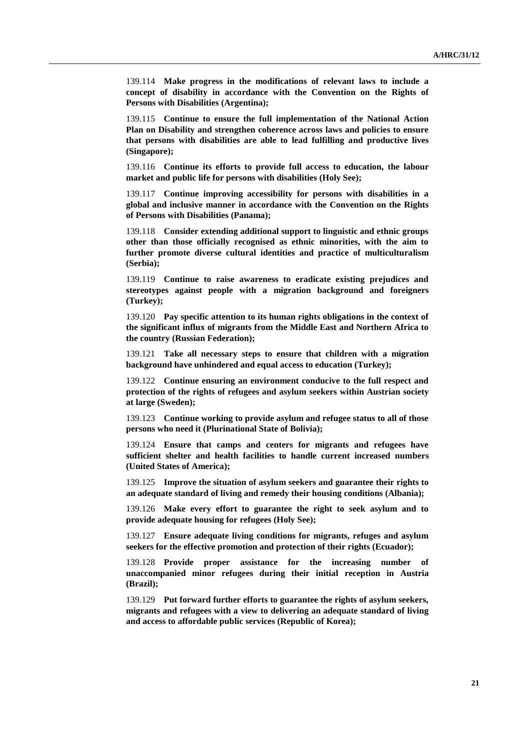139.114 **Make progress in the modifications of relevant laws to include a concept of disability in accordance with the Convention on the Rights of Persons with Disabilities (Argentina);**

139.115 **Continue to ensure the full implementation of the National Action Plan on Disability and strengthen coherence across laws and policies to ensure that persons with disabilities are able to lead fulfilling and productive lives (Singapore);**

139.116 **Continue its efforts to provide full access to education, the labour market and public life for persons with disabilities (Holy See);**

139.117 **Continue improving accessibility for persons with disabilities in a global and inclusive manner in accordance with the Convention on the Rights of Persons with Disabilities (Panama);**

139.118 **Consider extending additional support to linguistic and ethnic groups other than those officially recognised as ethnic minorities, with the aim to further promote diverse cultural identities and practice of multiculturalism (Serbia);**

139.119 **Continue to raise awareness to eradicate existing prejudices and stereotypes against people with a migration background and foreigners (Turkey);**

139.120 **Pay specific attention to its human rights obligations in the context of the significant influx of migrants from the Middle East and Northern Africa to the country (Russian Federation);**

139.121 **Take all necessary steps to ensure that children with a migration background have unhindered and equal access to education (Turkey);**

139.122 **Continue ensuring an environment conducive to the full respect and protection of the rights of refugees and asylum seekers within Austrian society at large (Sweden);**

139.123 **Continue working to provide asylum and refugee status to all of those persons who need it (Plurinational State of Bolivia);**

139.124 **Ensure that camps and centers for migrants and refugees have sufficient shelter and health facilities to handle current increased numbers (United States of America);**

139.125 **Improve the situation of asylum seekers and guarantee their rights to an adequate standard of living and remedy their housing conditions (Albania);**

139.126 **Make every effort to guarantee the right to seek asylum and to provide adequate housing for refugees (Holy See);**

139.127 **Ensure adequate living conditions for migrants, refuges and asylum seekers for the effective promotion and protection of their rights (Ecuador);**

139.128 **Provide proper assistance for the increasing number of unaccompanied minor refugees during their initial reception in Austria (Brazil);**

139.129 **Put forward further efforts to guarantee the rights of asylum seekers, migrants and refugees with a view to delivering an adequate standard of living and access to affordable public services (Republic of Korea);**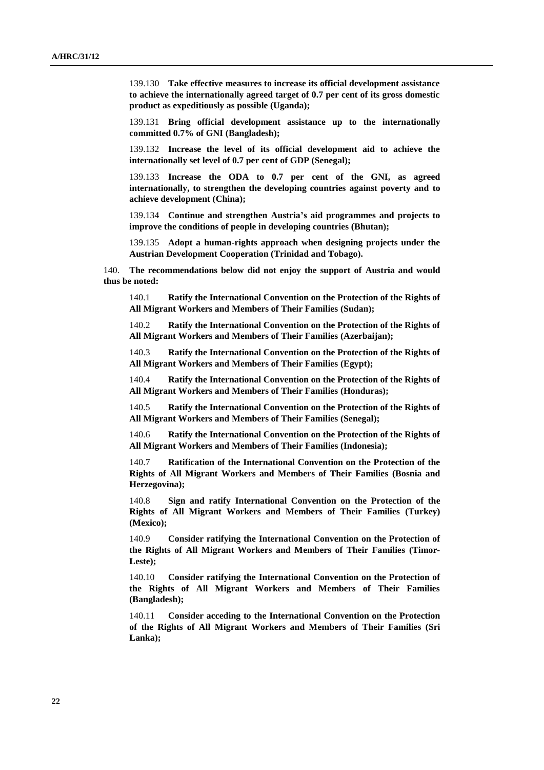139.130 **Take effective measures to increase its official development assistance to achieve the internationally agreed target of 0.7 per cent of its gross domestic product as expeditiously as possible (Uganda);**

139.131 **Bring official development assistance up to the internationally committed 0.7% of GNI (Bangladesh);**

139.132 **Increase the level of its official development aid to achieve the internationally set level of 0.7 per cent of GDP (Senegal);**

139.133 **Increase the ODA to 0.7 per cent of the GNI, as agreed internationally, to strengthen the developing countries against poverty and to achieve development (China);**

139.134 **Continue and strengthen Austria's aid programmes and projects to improve the conditions of people in developing countries (Bhutan);**

139.135 **Adopt a human-rights approach when designing projects under the Austrian Development Cooperation (Trinidad and Tobago).**

140. **The recommendations below did not enjoy the support of Austria and would thus be noted:**

140.1 **Ratify the International Convention on the Protection of the Rights of All Migrant Workers and Members of Their Families (Sudan);**

140.2 **Ratify the International Convention on the Protection of the Rights of All Migrant Workers and Members of Their Families (Azerbaijan);**

140.3 **Ratify the International Convention on the Protection of the Rights of All Migrant Workers and Members of Their Families (Egypt);**

140.4 **Ratify the International Convention on the Protection of the Rights of All Migrant Workers and Members of Their Families (Honduras);**

140.5 **Ratify the International Convention on the Protection of the Rights of All Migrant Workers and Members of Their Families (Senegal);**

140.6 **Ratify the International Convention on the Protection of the Rights of All Migrant Workers and Members of Their Families (Indonesia);**

140.7 **Ratification of the International Convention on the Protection of the Rights of All Migrant Workers and Members of Their Families (Bosnia and Herzegovina);**

140.8 **Sign and ratify International Convention on the Protection of the Rights of All Migrant Workers and Members of Their Families (Turkey) (Mexico);**

140.9 **Consider ratifying the International Convention on the Protection of the Rights of All Migrant Workers and Members of Their Families (Timor-Leste);**

140.10 **Consider ratifying the International Convention on the Protection of the Rights of All Migrant Workers and Members of Their Families (Bangladesh);**

140.11 **Consider acceding to the International Convention on the Protection of the Rights of All Migrant Workers and Members of Their Families (Sri Lanka);**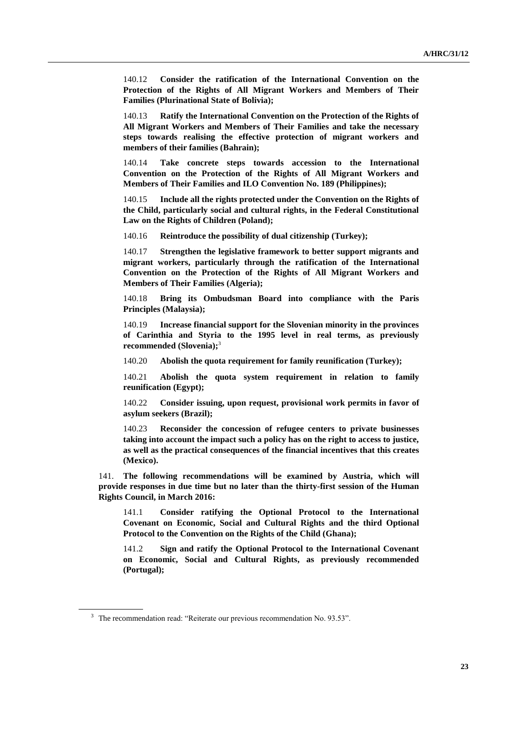140.12 **Consider the ratification of the International Convention on the Protection of the Rights of All Migrant Workers and Members of Their Families (Plurinational State of Bolivia);**

140.13 **Ratify the International Convention on the Protection of the Rights of All Migrant Workers and Members of Their Families and take the necessary steps towards realising the effective protection of migrant workers and members of their families (Bahrain);**

140.14 **Take concrete steps towards accession to the International Convention on the Protection of the Rights of All Migrant Workers and Members of Their Families and ILO Convention No. 189 (Philippines);**

140.15 **Include all the rights protected under the Convention on the Rights of the Child, particularly social and cultural rights, in the Federal Constitutional Law on the Rights of Children (Poland);**

140.16 **Reintroduce the possibility of dual citizenship (Turkey);**

140.17 **Strengthen the legislative framework to better support migrants and migrant workers, particularly through the ratification of the International Convention on the Protection of the Rights of All Migrant Workers and Members of Their Families (Algeria);**

140.18 **Bring its Ombudsman Board into compliance with the Paris Principles (Malaysia);**

140.19 **Increase financial support for the Slovenian minority in the provinces of Carinthia and Styria to the 1995 level in real terms, as previously recommended (Slovenia);**[3]

140.20 **Abolish the quota requirement for family reunification (Turkey);**

140.21 **Abolish the quota system requirement in relation to family reunification (Egypt);**

140.22 **Consider issuing, upon request, provisional work permits in favor of asylum seekers (Brazil);**

140.23 **Reconsider the concession of refugee centers to private businesses taking into account the impact such a policy has on the right to access to justice, as well as the practical consequences of the financial incentives that this creates (Mexico).**

141. **The following recommendations will be examined by Austria, which will provide responses in due time but no later than the thirty-first session of the Human Rights Council, in March 2016:**

141.1 **Consider ratifying the Optional Protocol to the International Covenant on Economic, Social and Cultural Rights and the third Optional Protocol to the Convention on the Rights of the Child (Ghana);**

141.2 **Sign and ratify the Optional Protocol to the International Covenant on Economic, Social and Cultural Rights, as previously recommended (Portugal);**

---

[3] The recommendation read: "Reiterate our previous recommendation No. 93.53".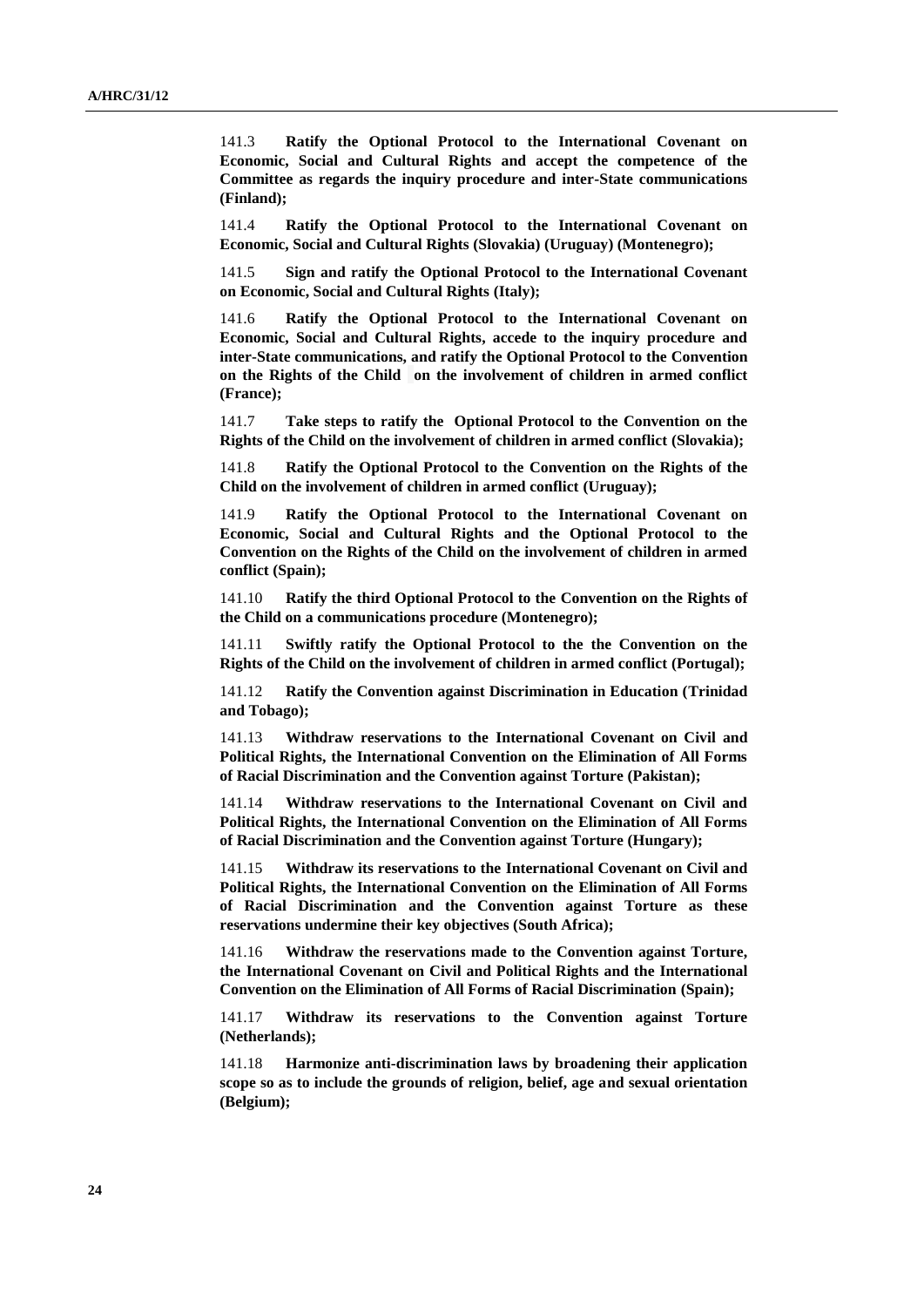141.3 **Ratify the Optional Protocol to the International Covenant on Economic, Social and Cultural Rights and accept the competence of the Committee as regards the inquiry procedure and inter-State communications (Finland);**

141.4 **Ratify the Optional Protocol to the International Covenant on Economic, Social and Cultural Rights (Slovakia) (Uruguay) (Montenegro);**

141.5 **Sign and ratify the Optional Protocol to the International Covenant on Economic, Social and Cultural Rights (Italy);**

141.6 **Ratify the Optional Protocol to the International Covenant on Economic, Social and Cultural Rights, accede to the inquiry procedure and inter-State communications, and ratify the Optional Protocol to the Convention on the Rights of the Child on the involvement of children in armed conflict (France);**

141.7 **Take steps to ratify the Optional Protocol to the Convention on the Rights of the Child on the involvement of children in armed conflict (Slovakia);**

141.8 **Ratify the Optional Protocol to the Convention on the Rights of the Child on the involvement of children in armed conflict (Uruguay);**

141.9 **Ratify the Optional Protocol to the International Covenant on Economic, Social and Cultural Rights and the Optional Protocol to the Convention on the Rights of the Child on the involvement of children in armed conflict (Spain);**

141.10 **Ratify the third Optional Protocol to the Convention on the Rights of the Child on a communications procedure (Montenegro);**

141.11 **Swiftly ratify the Optional Protocol to the the Convention on the Rights of the Child on the involvement of children in armed conflict (Portugal);**

141.12 **Ratify the Convention against Discrimination in Education (Trinidad and Tobago);**

141.13 **Withdraw reservations to the International Covenant on Civil and Political Rights, the International Convention on the Elimination of All Forms of Racial Discrimination and the Convention against Torture (Pakistan);**

141.14 **Withdraw reservations to the International Covenant on Civil and Political Rights, the International Convention on the Elimination of All Forms of Racial Discrimination and the Convention against Torture (Hungary);**

141.15 **Withdraw its reservations to the International Covenant on Civil and Political Rights, the International Convention on the Elimination of All Forms of Racial Discrimination and the Convention against Torture as these reservations undermine their key objectives (South Africa);**

141.16 **Withdraw the reservations made to the Convention against Torture, the International Covenant on Civil and Political Rights and the International Convention on the Elimination of All Forms of Racial Discrimination (Spain);**

141.17 **Withdraw its reservations to the Convention against Torture (Netherlands);**

141.18 **Harmonize anti-discrimination laws by broadening their application scope so as to include the grounds of religion, belief, age and sexual orientation (Belgium);**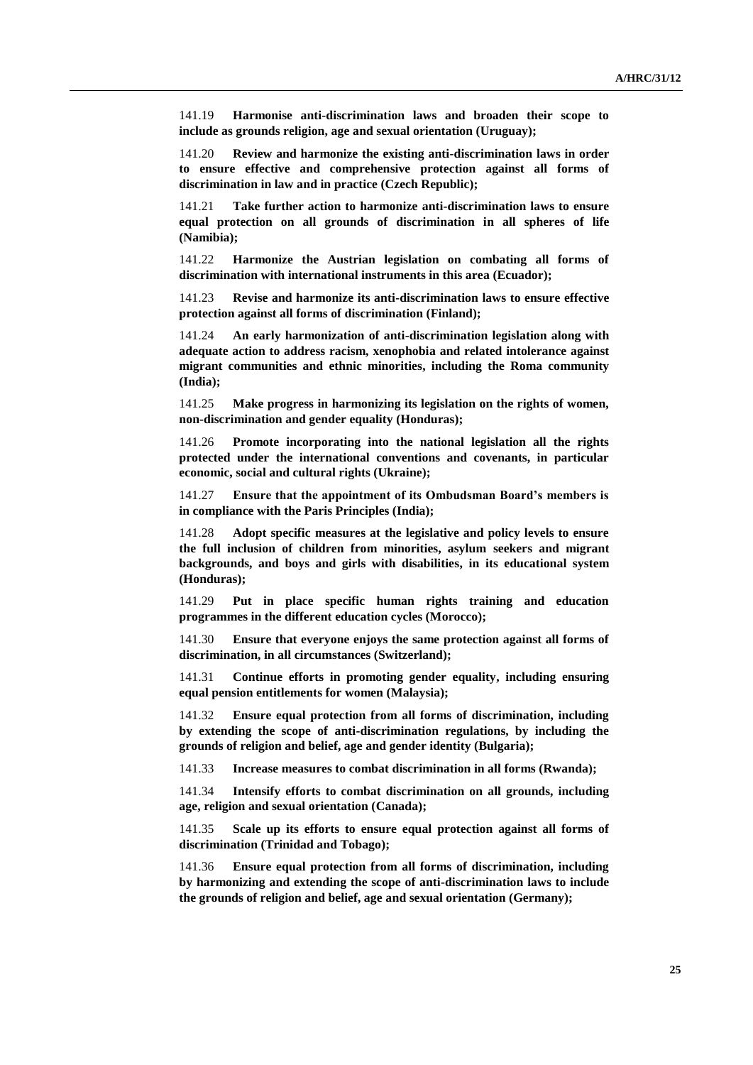141.19 **Harmonise anti-discrimination laws and broaden their scope to include as grounds religion, age and sexual orientation (Uruguay);**

141.20 **Review and harmonize the existing anti-discrimination laws in order to ensure effective and comprehensive protection against all forms of discrimination in law and in practice (Czech Republic);**

141.21 **Take further action to harmonize anti-discrimination laws to ensure equal protection on all grounds of discrimination in all spheres of life (Namibia);**

141.22 **Harmonize the Austrian legislation on combating all forms of discrimination with international instruments in this area (Ecuador);**

141.23 **Revise and harmonize its anti-discrimination laws to ensure effective protection against all forms of discrimination (Finland);**

141.24 **An early harmonization of anti-discrimination legislation along with adequate action to address racism, xenophobia and related intolerance against migrant communities and ethnic minorities, including the Roma community (India);**

141.25 **Make progress in harmonizing its legislation on the rights of women, non-discrimination and gender equality (Honduras);**

141.26 **Promote incorporating into the national legislation all the rights protected under the international conventions and covenants, in particular economic, social and cultural rights (Ukraine);**

141.27 **Ensure that the appointment of its Ombudsman Board's members is in compliance with the Paris Principles (India);**

141.28 **Adopt specific measures at the legislative and policy levels to ensure the full inclusion of children from minorities, asylum seekers and migrant backgrounds, and boys and girls with disabilities, in its educational system (Honduras);**

141.29 **Put in place specific human rights training and education programmes in the different education cycles (Morocco);**

141.30 **Ensure that everyone enjoys the same protection against all forms of discrimination, in all circumstances (Switzerland);**

141.31 **Continue efforts in promoting gender equality, including ensuring equal pension entitlements for women (Malaysia);**

141.32 **Ensure equal protection from all forms of discrimination, including by extending the scope of anti-discrimination regulations, by including the grounds of religion and belief, age and gender identity (Bulgaria);**

141.33 **Increase measures to combat discrimination in all forms (Rwanda);**

141.34 **Intensify efforts to combat discrimination on all grounds, including age, religion and sexual orientation (Canada);**

141.35 **Scale up its efforts to ensure equal protection against all forms of discrimination (Trinidad and Tobago);**

141.36 **Ensure equal protection from all forms of discrimination, including by harmonizing and extending the scope of anti-discrimination laws to include the grounds of religion and belief, age and sexual orientation (Germany);**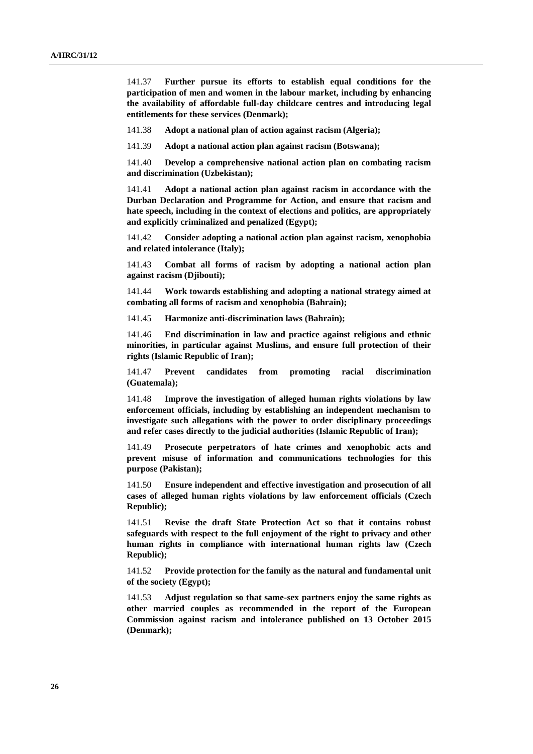141.37 **Further pursue its efforts to establish equal conditions for the participation of men and women in the labour market, including by enhancing the availability of affordable full-day childcare centres and introducing legal entitlements for these services (Denmark);**

141.38 **Adopt a national plan of action against racism (Algeria);**

141.39 **Adopt a national action plan against racism (Botswana);**

141.40 **Develop a comprehensive national action plan on combating racism and discrimination (Uzbekistan);**

141.41 **Adopt a national action plan against racism in accordance with the Durban Declaration and Programme for Action, and ensure that racism and hate speech, including in the context of elections and politics, are appropriately and explicitly criminalized and penalized (Egypt);**

141.42 **Consider adopting a national action plan against racism, xenophobia and related intolerance (Italy);**

141.43 **Combat all forms of racism by adopting a national action plan against racism (Djibouti);**

141.44 **Work towards establishing and adopting a national strategy aimed at combating all forms of racism and xenophobia (Bahrain);**

141.45 **Harmonize anti-discrimination laws (Bahrain);**

141.46 **End discrimination in law and practice against religious and ethnic minorities, in particular against Muslims, and ensure full protection of their rights (Islamic Republic of Iran);**

141.47 **Prevent candidates from promoting racial discrimination (Guatemala);**

141.48 **Improve the investigation of alleged human rights violations by law enforcement officials, including by establishing an independent mechanism to investigate such allegations with the power to order disciplinary proceedings and refer cases directly to the judicial authorities (Islamic Republic of Iran);**

141.49 **Prosecute perpetrators of hate crimes and xenophobic acts and prevent misuse of information and communications technologies for this purpose (Pakistan);**

141.50 **Ensure independent and effective investigation and prosecution of all cases of alleged human rights violations by law enforcement officials (Czech Republic);**

141.51 **Revise the draft State Protection Act so that it contains robust safeguards with respect to the full enjoyment of the right to privacy and other human rights in compliance with international human rights law (Czech Republic);**

141.52 **Provide protection for the family as the natural and fundamental unit of the society (Egypt);**

141.53 **Adjust regulation so that same-sex partners enjoy the same rights as other married couples as recommended in the report of the European Commission against racism and intolerance published on 13 October 2015 (Denmark);**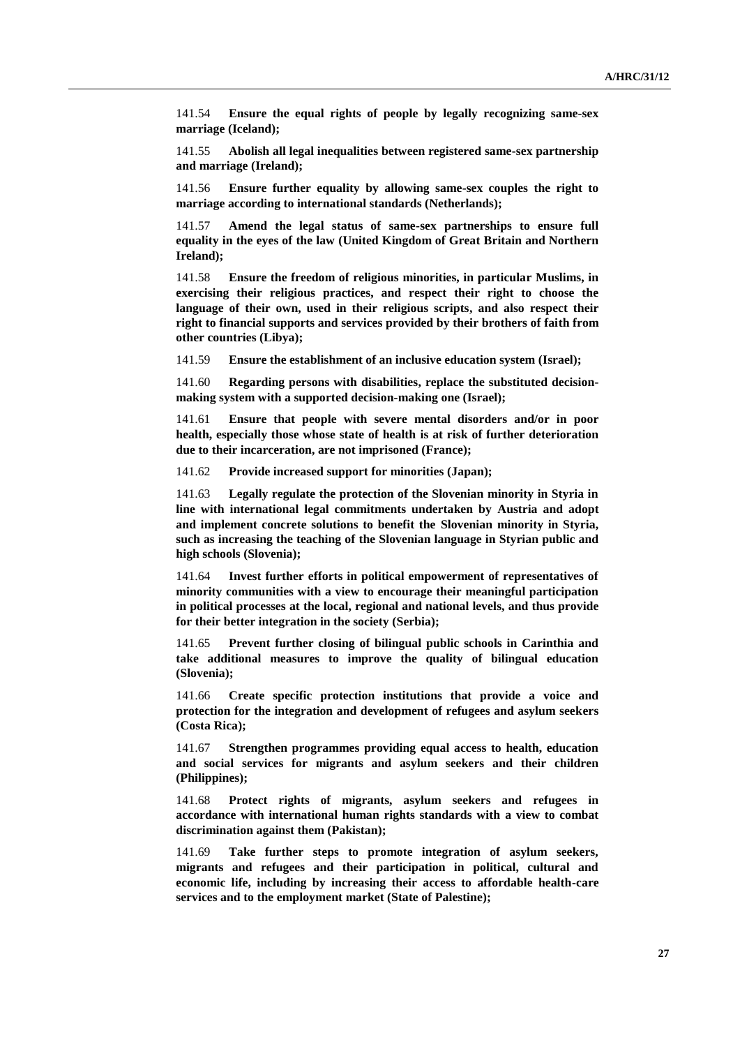141.54 **Ensure the equal rights of people by legally recognizing same-sex marriage (Iceland);**

141.55 **Abolish all legal inequalities between registered same-sex partnership and marriage (Ireland);**

141.56 **Ensure further equality by allowing same-sex couples the right to marriage according to international standards (Netherlands);**

141.57 **Amend the legal status of same-sex partnerships to ensure full equality in the eyes of the law (United Kingdom of Great Britain and Northern Ireland);**

141.58 **Ensure the freedom of religious minorities, in particular Muslims, in exercising their religious practices, and respect their right to choose the language of their own, used in their religious scripts, and also respect their right to financial supports and services provided by their brothers of faith from other countries (Libya);**

141.59 **Ensure the establishment of an inclusive education system (Israel);**

141.60 **Regarding persons with disabilities, replace the substituted decision-making system with a supported decision-making one (Israel);**

141.61 **Ensure that people with severe mental disorders and/or in poor health, especially those whose state of health is at risk of further deterioration due to their incarceration, are not imprisoned (France);**

141.62 **Provide increased support for minorities (Japan);**

141.63 **Legally regulate the protection of the Slovenian minority in Styria in line with international legal commitments undertaken by Austria and adopt and implement concrete solutions to benefit the Slovenian minority in Styria, such as increasing the teaching of the Slovenian language in Styrian public and high schools (Slovenia);**

141.64 **Invest further efforts in political empowerment of representatives of minority communities with a view to encourage their meaningful participation in political processes at the local, regional and national levels, and thus provide for their better integration in the society (Serbia);**

141.65 **Prevent further closing of bilingual public schools in Carinthia and take additional measures to improve the quality of bilingual education (Slovenia);**

141.66 **Create specific protection institutions that provide a voice and protection for the integration and development of refugees and asylum seekers (Costa Rica);**

141.67 **Strengthen programmes providing equal access to health, education and social services for migrants and asylum seekers and their children (Philippines);**

141.68 **Protect rights of migrants, asylum seekers and refugees in accordance with international human rights standards with a view to combat discrimination against them (Pakistan);**

141.69 **Take further steps to promote integration of asylum seekers, migrants and refugees and their participation in political, cultural and economic life, including by increasing their access to affordable health-care services and to the employment market (State of Palestine);**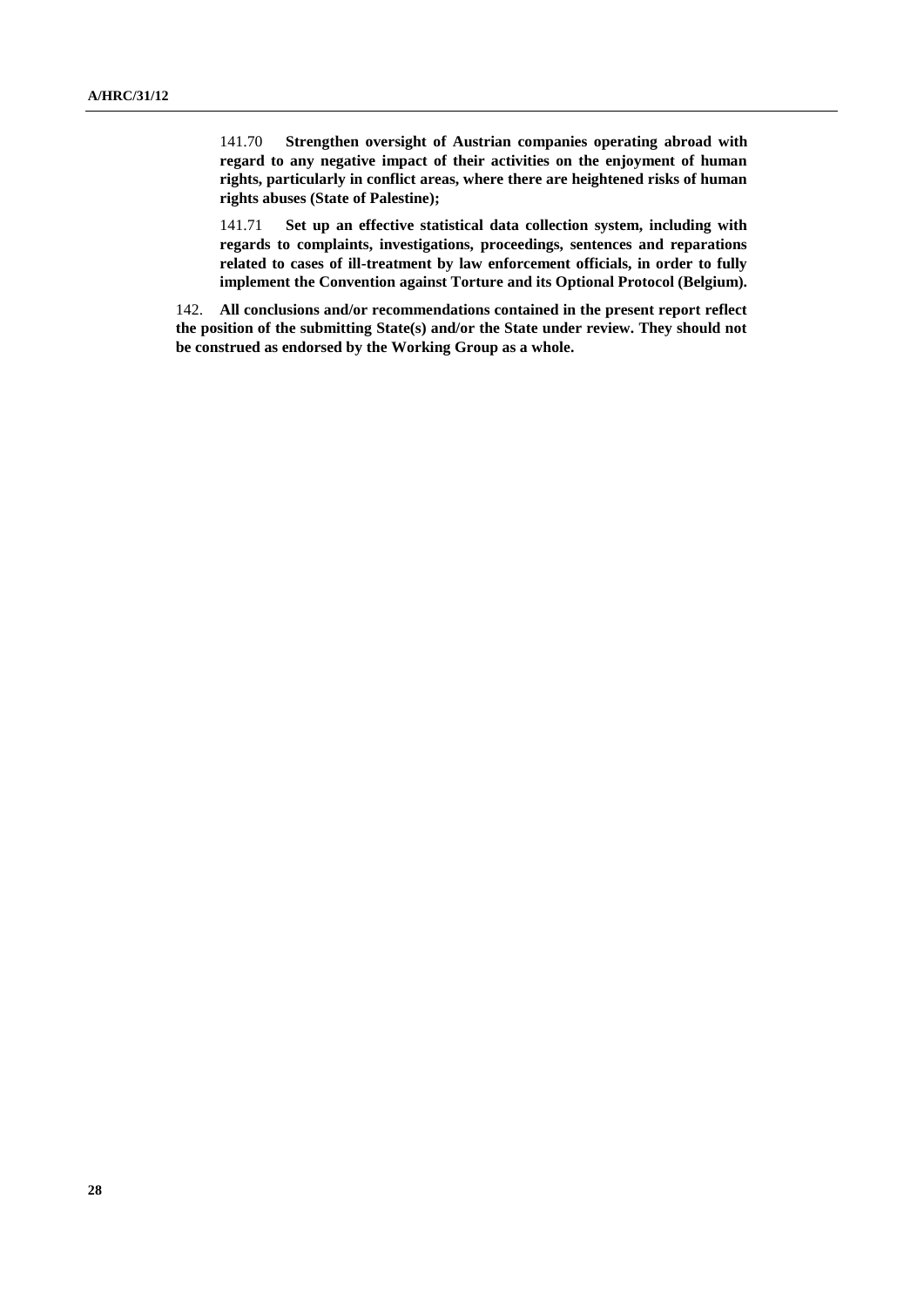141.70 **Strengthen oversight of Austrian companies operating abroad with regard to any negative impact of their activities on the enjoyment of human rights, particularly in conflict areas, where there are heightened risks of human rights abuses (State of Palestine);**

141.71 **Set up an effective statistical data collection system, including with regards to complaints, investigations, proceedings, sentences and reparations related to cases of ill-treatment by law enforcement officials, in order to fully implement the Convention against Torture and its Optional Protocol (Belgium).**

142. **All conclusions and/or recommendations contained in the present report reflect the position of the submitting State(s) and/or the State under review. They should not be construed as endorsed by the Working Group as a whole.**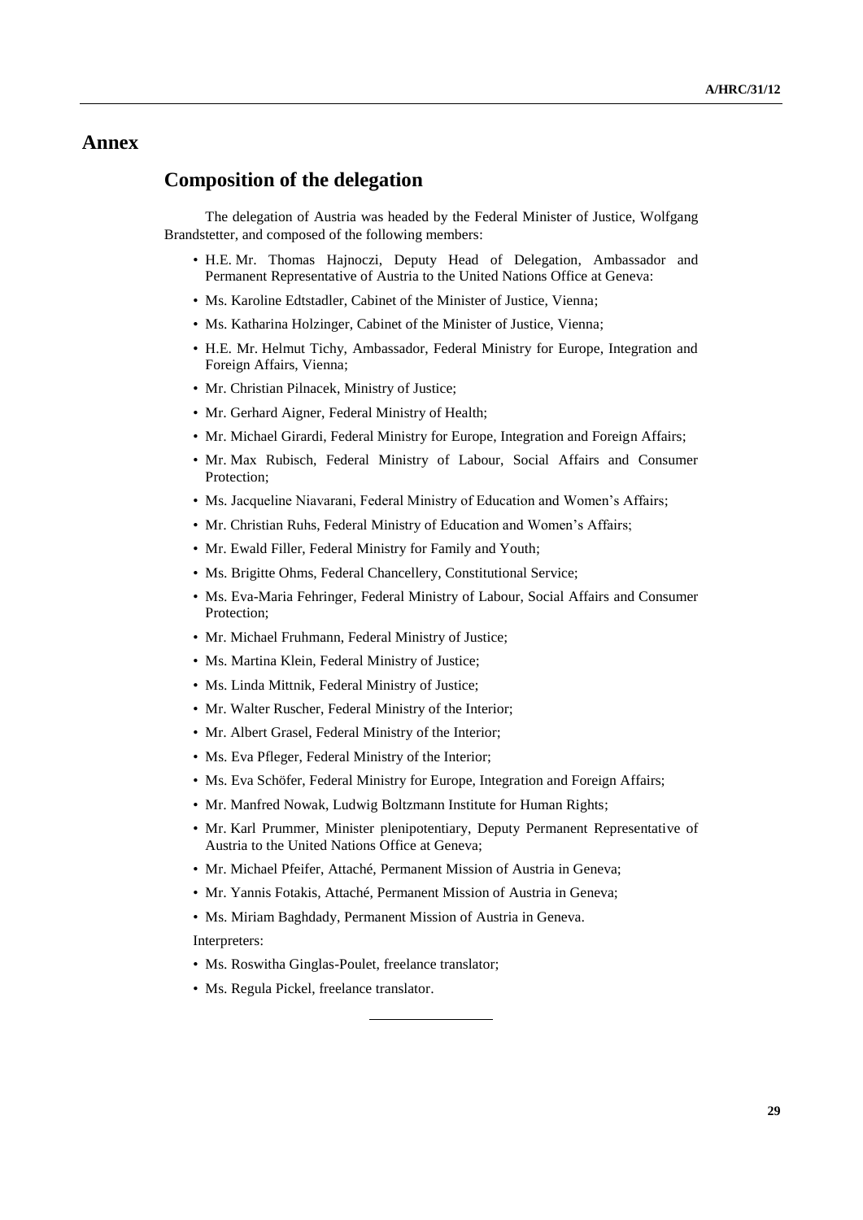# Annex

## Composition of the delegation

The delegation of Austria was headed by the Federal Minister of Justice, Wolfgang Brandstetter, and composed of the following members:

- H.E. Mr. Thomas Hajnoczi, Deputy Head of Delegation, Ambassador and Permanent Representative of Austria to the United Nations Office at Geneva:
- Ms. Karoline Edtstadler, Cabinet of the Minister of Justice, Vienna;
- Ms. Katharina Holzinger, Cabinet of the Minister of Justice, Vienna;
- H.E. Mr. Helmut Tichy, Ambassador, Federal Ministry for Europe, Integration and Foreign Affairs, Vienna;
- Mr. Christian Pilnacek, Ministry of Justice;
- Mr. Gerhard Aigner, Federal Ministry of Health;
- Mr. Michael Girardi, Federal Ministry for Europe, Integration and Foreign Affairs;
- Mr. Max Rubisch, Federal Ministry of Labour, Social Affairs and Consumer Protection;
- Ms. Jacqueline Niavarani, Federal Ministry of Education and Women's Affairs;
- Mr. Christian Ruhs, Federal Ministry of Education and Women's Affairs;
- Mr. Ewald Filler, Federal Ministry for Family and Youth;
- Ms. Brigitte Ohms, Federal Chancellery, Constitutional Service;
- Ms. Eva-Maria Fehringer, Federal Ministry of Labour, Social Affairs and Consumer Protection;
- Mr. Michael Fruhmann, Federal Ministry of Justice;
- Ms. Martina Klein, Federal Ministry of Justice;
- Ms. Linda Mittnik, Federal Ministry of Justice;
- Mr. Walter Ruscher, Federal Ministry of the Interior;
- Mr. Albert Grasel, Federal Ministry of the Interior;
- Ms. Eva Pfleger, Federal Ministry of the Interior;
- Ms. Eva Schöfer, Federal Ministry for Europe, Integration and Foreign Affairs;
- Mr. Manfred Nowak, Ludwig Boltzmann Institute for Human Rights;
- Mr. Karl Prummer, Minister plenipotentiary, Deputy Permanent Representative of Austria to the United Nations Office at Geneva;
- Mr. Michael Pfeifer, Attaché, Permanent Mission of Austria in Geneva;
- Mr. Yannis Fotakis, Attaché, Permanent Mission of Austria in Geneva;
- Ms. Miriam Baghdady, Permanent Mission of Austria in Geneva.

Interpreters:

- Ms. Roswitha Ginglas-Poulet, freelance translator;
- Ms. Regula Pickel, freelance translator.